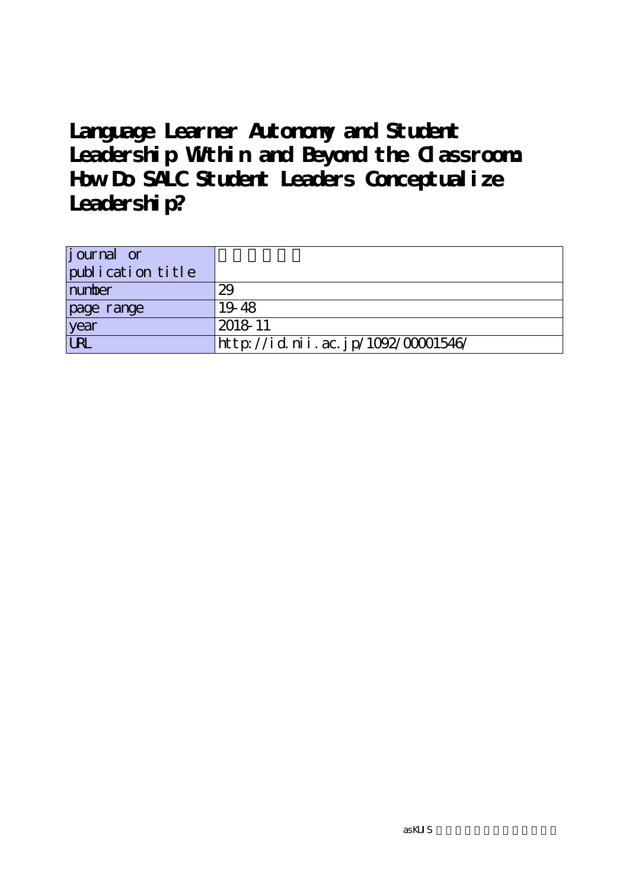# Language Learner Autonomy and Student Leadership Within and Beyond the Classroom: How Do SALC Student Leaders Conceptualize Leadership?

| | |
|---|---|
| journal or publication title | |
| number | 29 |
| page range | 19-48 |
| year | 2018-11 |
| URL | http://id.nii.ac.jp/1092/00001546/ |

asKUIS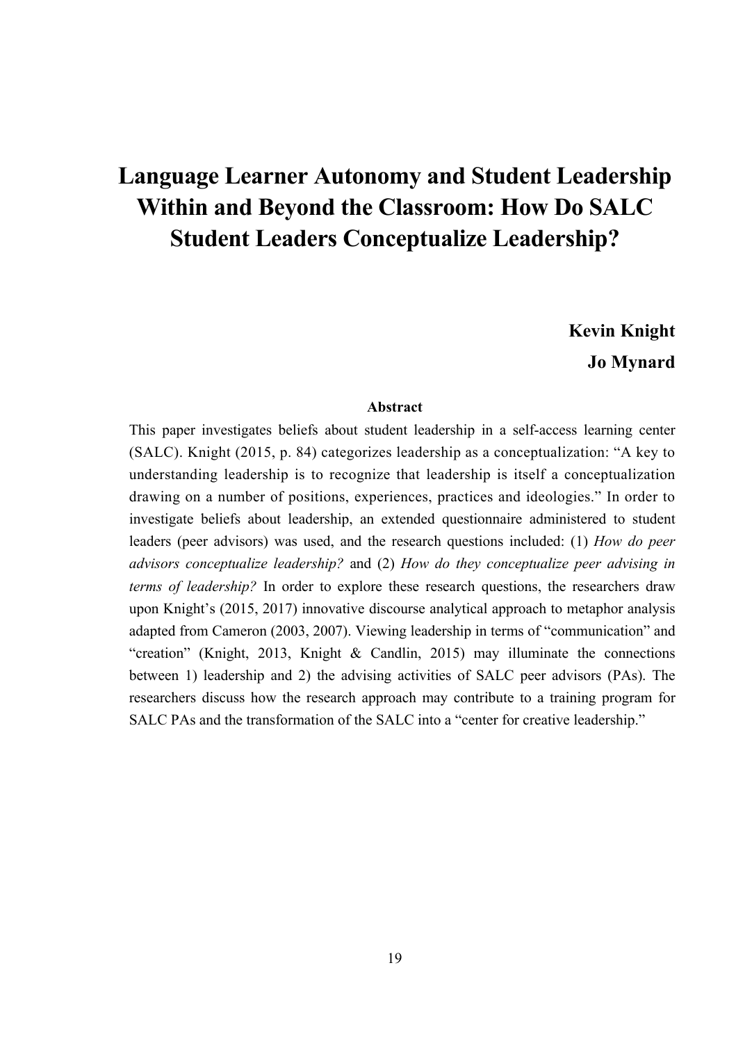# Language Learner Autonomy and Student Leadership Within and Beyond the Classroom: How Do SALC Student Leaders Conceptualize Leadership?

**Kevin Knight**

**Jo Mynard**

### Abstract

This paper investigates beliefs about student leadership in a self-access learning center (SALC). Knight (2015, p. 84) categorizes leadership as a conceptualization: "A key to understanding leadership is to recognize that leadership is itself a conceptualization drawing on a number of positions, experiences, practices and ideologies." In order to investigate beliefs about leadership, an extended questionnaire administered to student leaders (peer advisors) was used, and the research questions included: (1) *How do peer advisors conceptualize leadership?* and (2) *How do they conceptualize peer advising in terms of leadership?* In order to explore these research questions, the researchers draw upon Knight's (2015, 2017) innovative discourse analytical approach to metaphor analysis adapted from Cameron (2003, 2007). Viewing leadership in terms of "communication" and "creation" (Knight, 2013, Knight & Candlin, 2015) may illuminate the connections between 1) leadership and 2) the advising activities of SALC peer advisors (PAs). The researchers discuss how the research approach may contribute to a training program for SALC PAs and the transformation of the SALC into a "center for creative leadership."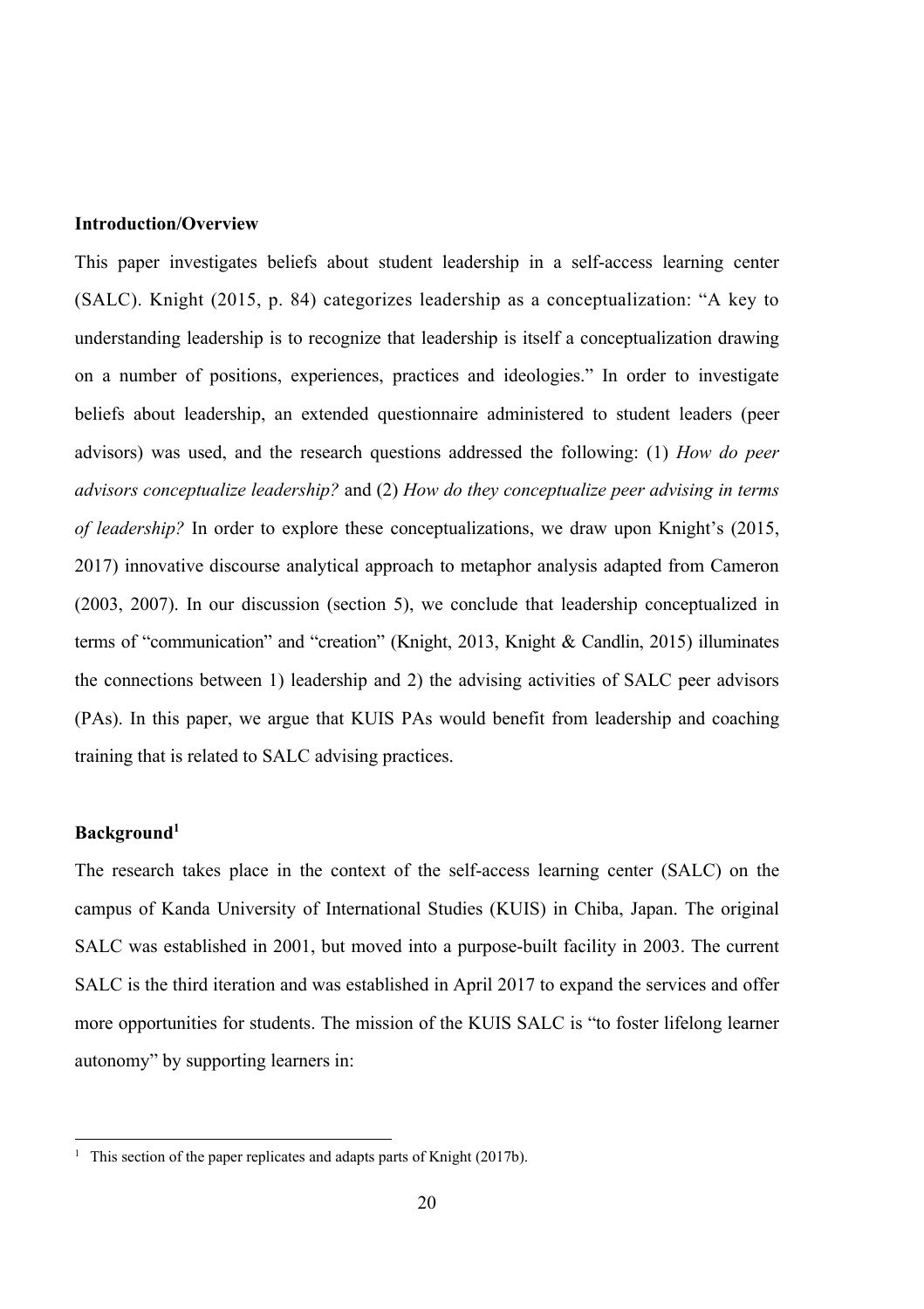**Introduction/Overview**

This paper investigates beliefs about student leadership in a self-access learning center (SALC). Knight (2015, p. 84) categorizes leadership as a conceptualization: "A key to understanding leadership is to recognize that leadership is itself a conceptualization drawing on a number of positions, experiences, practices and ideologies." In order to investigate beliefs about leadership, an extended questionnaire administered to student leaders (peer advisors) was used, and the research questions addressed the following: (1) *How do peer advisors conceptualize leadership?* and (2) *How do they conceptualize peer advising in terms of leadership?* In order to explore these conceptualizations, we draw upon Knight's (2015, 2017) innovative discourse analytical approach to metaphor analysis adapted from Cameron (2003, 2007). In our discussion (section 5), we conclude that leadership conceptualized in terms of "communication" and "creation" (Knight, 2013, Knight & Candlin, 2015) illuminates the connections between 1) leadership and 2) the advising activities of SALC peer advisors (PAs). In this paper, we argue that KUIS PAs would benefit from leadership and coaching training that is related to SALC advising practices.

**Background[1]**

The research takes place in the context of the self-access learning center (SALC) on the campus of Kanda University of International Studies (KUIS) in Chiba, Japan. The original SALC was established in 2001, but moved into a purpose-built facility in 2003. The current SALC is the third iteration and was established in April 2017 to expand the services and offer more opportunities for students. The mission of the KUIS SALC is "to foster lifelong learner autonomy" by supporting learners in:

[1] This section of the paper replicates and adapts parts of Knight (2017b).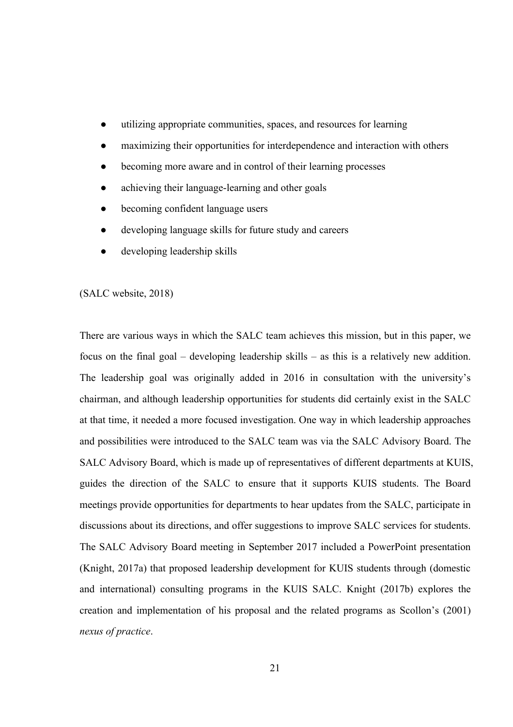- utilizing appropriate communities, spaces, and resources for learning
- maximizing their opportunities for interdependence and interaction with others
- becoming more aware and in control of their learning processes
- achieving their language-learning and other goals
- becoming confident language users
- developing language skills for future study and careers
- developing leadership skills

(SALC website, 2018)

There are various ways in which the SALC team achieves this mission, but in this paper, we focus on the final goal – developing leadership skills – as this is a relatively new addition. The leadership goal was originally added in 2016 in consultation with the university's chairman, and although leadership opportunities for students did certainly exist in the SALC at that time, it needed a more focused investigation. One way in which leadership approaches and possibilities were introduced to the SALC team was via the SALC Advisory Board. The SALC Advisory Board, which is made up of representatives of different departments at KUIS, guides the direction of the SALC to ensure that it supports KUIS students. The Board meetings provide opportunities for departments to hear updates from the SALC, participate in discussions about its directions, and offer suggestions to improve SALC services for students. The SALC Advisory Board meeting in September 2017 included a PowerPoint presentation (Knight, 2017a) that proposed leadership development for KUIS students through (domestic and international) consulting programs in the KUIS SALC. Knight (2017b) explores the creation and implementation of his proposal and the related programs as Scollon's (2001) *nexus of practice*.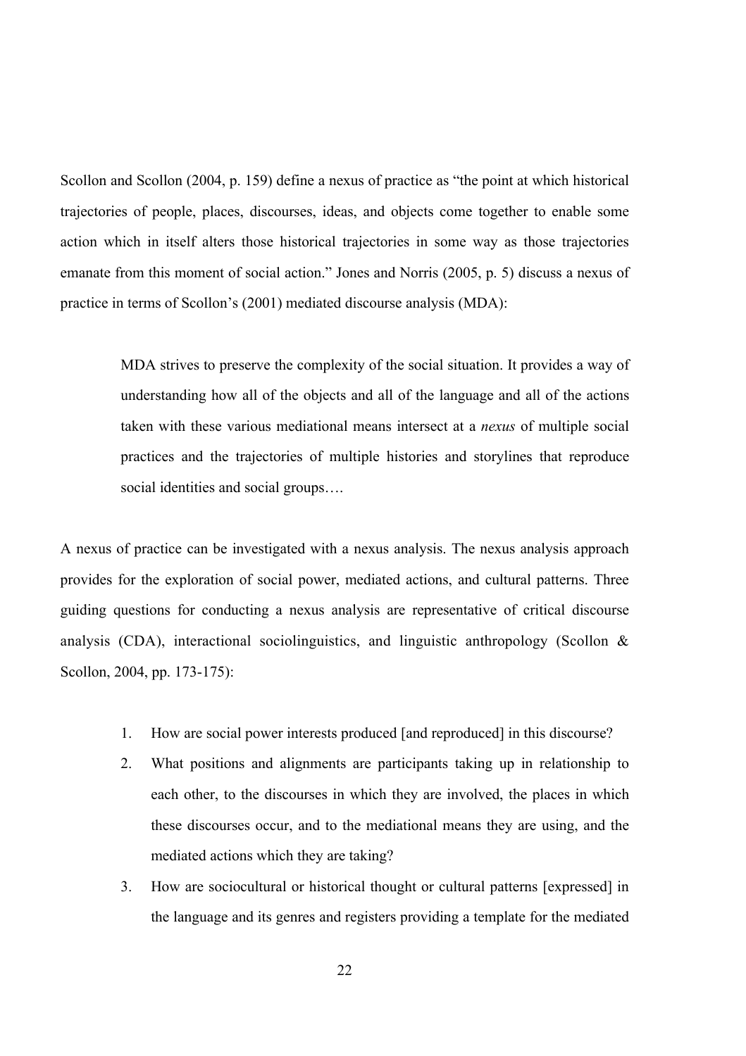Scollon and Scollon (2004, p. 159) define a nexus of practice as "the point at which historical trajectories of people, places, discourses, ideas, and objects come together to enable some action which in itself alters those historical trajectories in some way as those trajectories emanate from this moment of social action." Jones and Norris (2005, p. 5) discuss a nexus of practice in terms of Scollon's (2001) mediated discourse analysis (MDA):

> MDA strives to preserve the complexity of the social situation. It provides a way of understanding how all of the objects and all of the language and all of the actions taken with these various mediational means intersect at a *nexus* of multiple social practices and the trajectories of multiple histories and storylines that reproduce social identities and social groups….

A nexus of practice can be investigated with a nexus analysis. The nexus analysis approach provides for the exploration of social power, mediated actions, and cultural patterns. Three guiding questions for conducting a nexus analysis are representative of critical discourse analysis (CDA), interactional sociolinguistics, and linguistic anthropology (Scollon & Scollon, 2004, pp. 173-175):

1. How are social power interests produced [and reproduced] in this discourse?
2. What positions and alignments are participants taking up in relationship to each other, to the discourses in which they are involved, the places in which these discourses occur, and to the mediational means they are using, and the mediated actions which they are taking?
3. How are sociocultural or historical thought or cultural patterns [expressed] in the language and its genres and registers providing a template for the mediated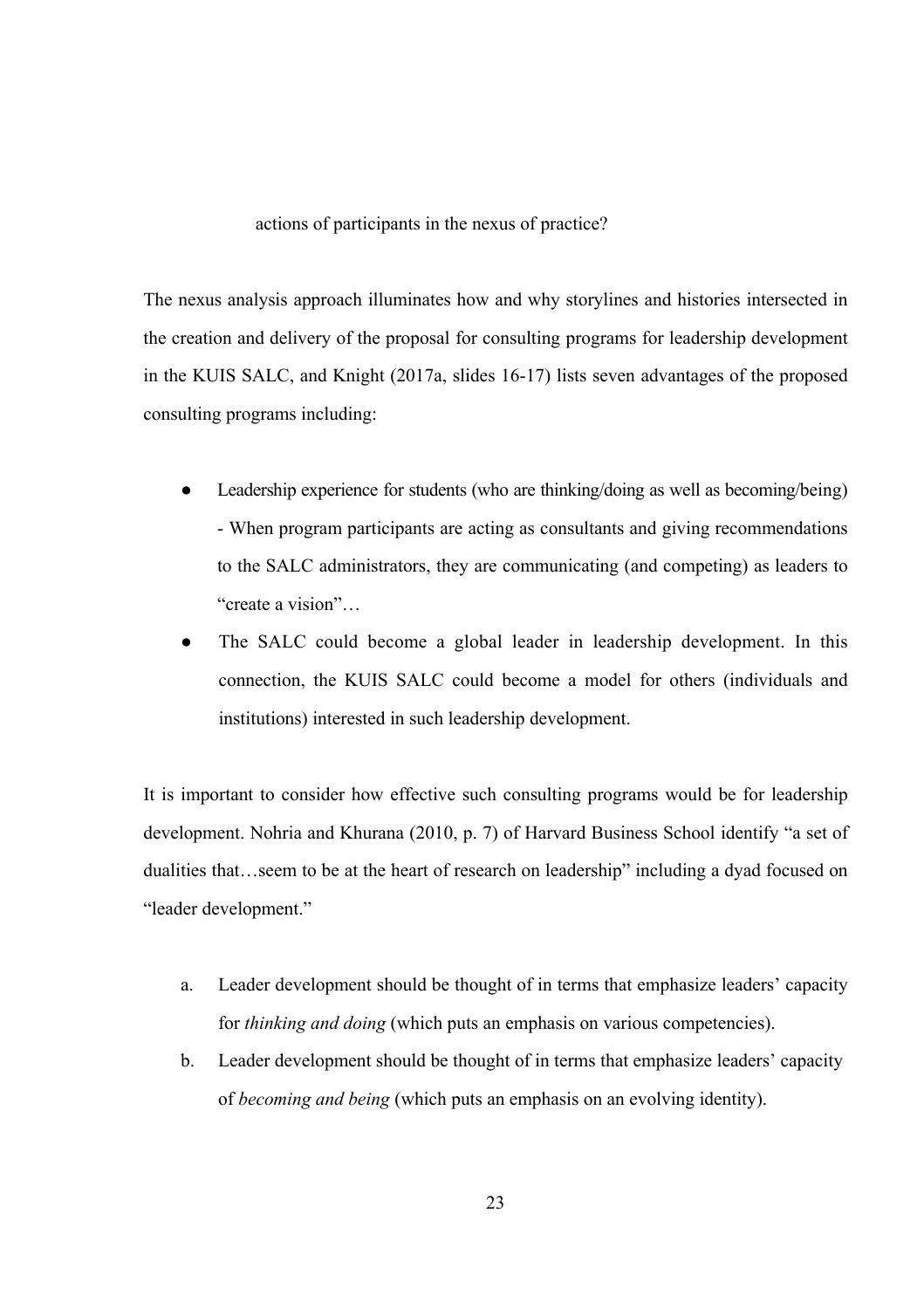actions of participants in the nexus of practice?

The nexus analysis approach illuminates how and why storylines and histories intersected in the creation and delivery of the proposal for consulting programs for leadership development in the KUIS SALC, and Knight (2017a, slides 16-17) lists seven advantages of the proposed consulting programs including:

- Leadership experience for students (who are thinking/doing as well as becoming/being) - When program participants are acting as consultants and giving recommendations to the SALC administrators, they are communicating (and competing) as leaders to "create a vision"…
- The SALC could become a global leader in leadership development. In this connection, the KUIS SALC could become a model for others (individuals and institutions) interested in such leadership development.

It is important to consider how effective such consulting programs would be for leadership development. Nohria and Khurana (2010, p. 7) of Harvard Business School identify "a set of dualities that…seem to be at the heart of research on leadership" including a dyad focused on "leader development."

a. Leader development should be thought of in terms that emphasize leaders' capacity for *thinking and doing* (which puts an emphasis on various competencies).
b. Leader development should be thought of in terms that emphasize leaders' capacity of *becoming and being* (which puts an emphasis on an evolving identity).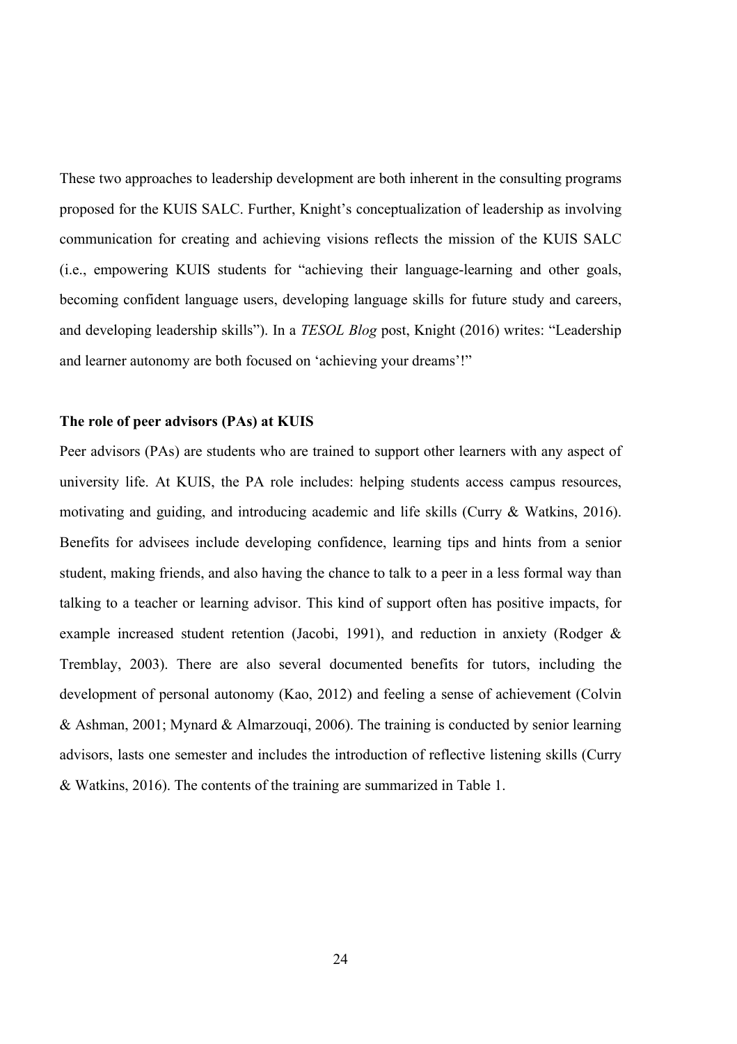These two approaches to leadership development are both inherent in the consulting programs proposed for the KUIS SALC. Further, Knight's conceptualization of leadership as involving communication for creating and achieving visions reflects the mission of the KUIS SALC (i.e., empowering KUIS students for "achieving their language-learning and other goals, becoming confident language users, developing language skills for future study and careers, and developing leadership skills"). In a *TESOL Blog* post, Knight (2016) writes: "Leadership and learner autonomy are both focused on 'achieving your dreams'!"

### The role of peer advisors (PAs) at KUIS

Peer advisors (PAs) are students who are trained to support other learners with any aspect of university life. At KUIS, the PA role includes: helping students access campus resources, motivating and guiding, and introducing academic and life skills (Curry & Watkins, 2016). Benefits for advisees include developing confidence, learning tips and hints from a senior student, making friends, and also having the chance to talk to a peer in a less formal way than talking to a teacher or learning advisor. This kind of support often has positive impacts, for example increased student retention (Jacobi, 1991), and reduction in anxiety (Rodger & Tremblay, 2003). There are also several documented benefits for tutors, including the development of personal autonomy (Kao, 2012) and feeling a sense of achievement (Colvin & Ashman, 2001; Mynard & Almarzouqi, 2006). The training is conducted by senior learning advisors, lasts one semester and includes the introduction of reflective listening skills (Curry & Watkins, 2016). The contents of the training are summarized in Table 1.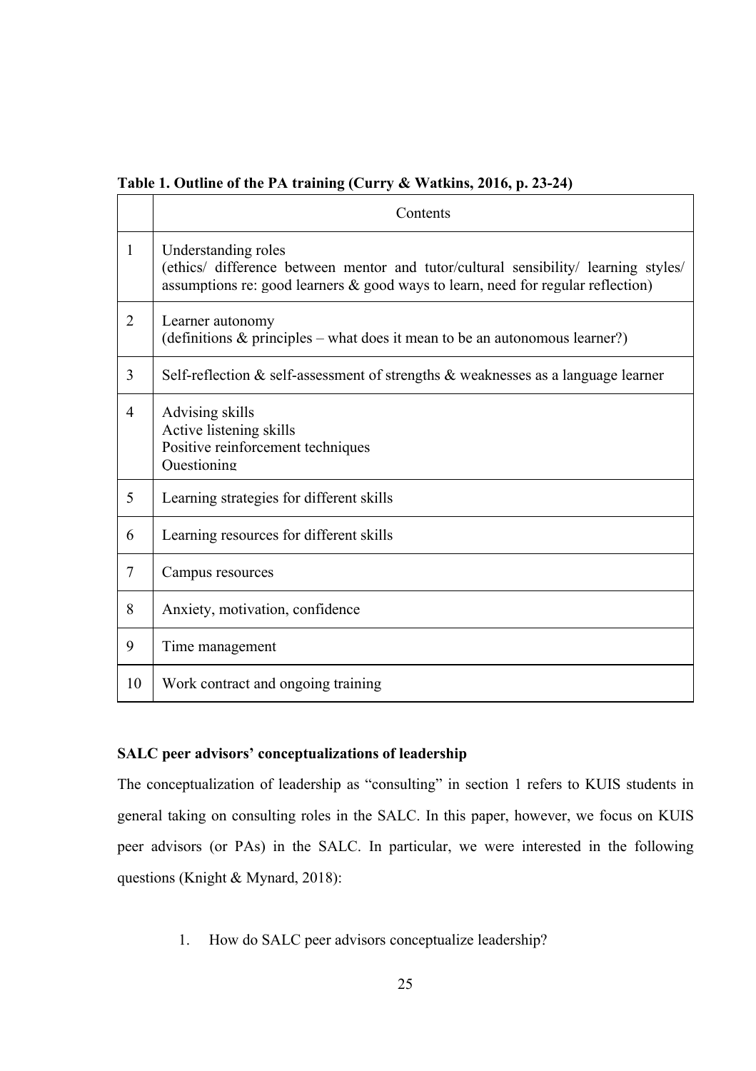**Table 1. Outline of the PA training (Curry & Watkins, 2016, p. 23-24)**

| | Contents |
|---|---|
| 1 | Understanding roles<br>(ethics/ difference between mentor and tutor/cultural sensibility/ learning styles/ assumptions re: good learners & good ways to learn, need for regular reflection) |
| 2 | Learner autonomy<br>(definitions & principles – what does it mean to be an autonomous learner?) |
| 3 | Self-reflection & self-assessment of strengths & weaknesses as a language learner |
| 4 | Advising skills<br>Active listening skills<br>Positive reinforcement techniques<br>Questioning |
| 5 | Learning strategies for different skills |
| 6 | Learning resources for different skills |
| 7 | Campus resources |
| 8 | Anxiety, motivation, confidence |
| 9 | Time management |
| 10 | Work contract and ongoing training |

**SALC peer advisors' conceptualizations of leadership**

The conceptualization of leadership as "consulting" in section 1 refers to KUIS students in general taking on consulting roles in the SALC. In this paper, however, we focus on KUIS peer advisors (or PAs) in the SALC. In particular, we were interested in the following questions (Knight & Mynard, 2018):

1. How do SALC peer advisors conceptualize leadership?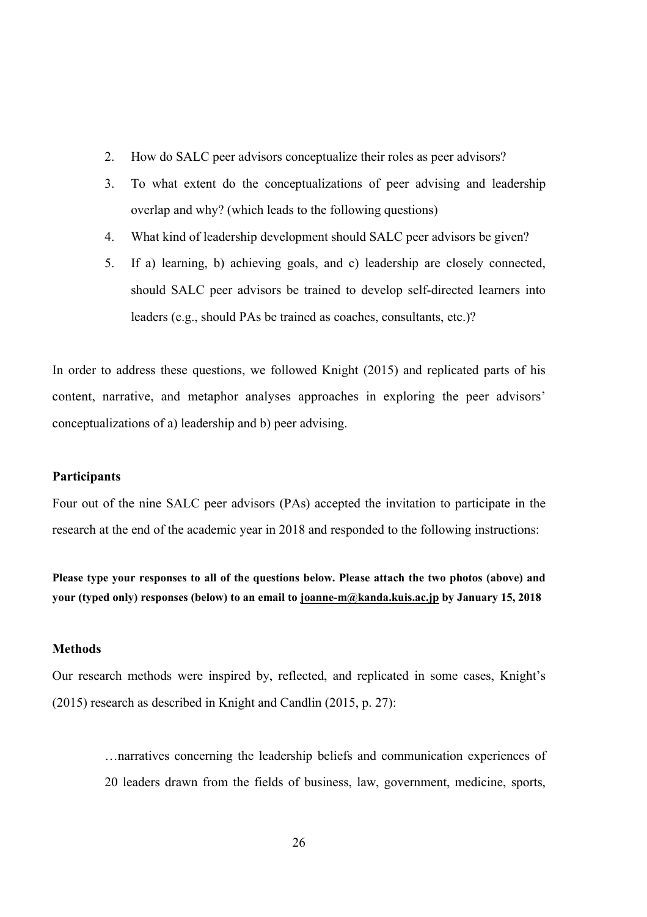2. How do SALC peer advisors conceptualize their roles as peer advisors?
3. To what extent do the conceptualizations of peer advising and leadership overlap and why? (which leads to the following questions)
4. What kind of leadership development should SALC peer advisors be given?
5. If a) learning, b) achieving goals, and c) leadership are closely connected, should SALC peer advisors be trained to develop self-directed learners into leaders (e.g., should PAs be trained as coaches, consultants, etc.)?

In order to address these questions, we followed Knight (2015) and replicated parts of his content, narrative, and metaphor analyses approaches in exploring the peer advisors' conceptualizations of a) leadership and b) peer advising.

### Participants

Four out of the nine SALC peer advisors (PAs) accepted the invitation to participate in the research at the end of the academic year in 2018 and responded to the following instructions:

**Please type your responses to all of the questions below. Please attach the two photos (above) and your (typed only) responses (below) to an email to joanne-m@kanda.kuis.ac.jp by January 15, 2018**

### Methods

Our research methods were inspired by, reflected, and replicated in some cases, Knight's (2015) research as described in Knight and Candlin (2015, p. 27):

> …narratives concerning the leadership beliefs and communication experiences of 20 leaders drawn from the fields of business, law, government, medicine, sports,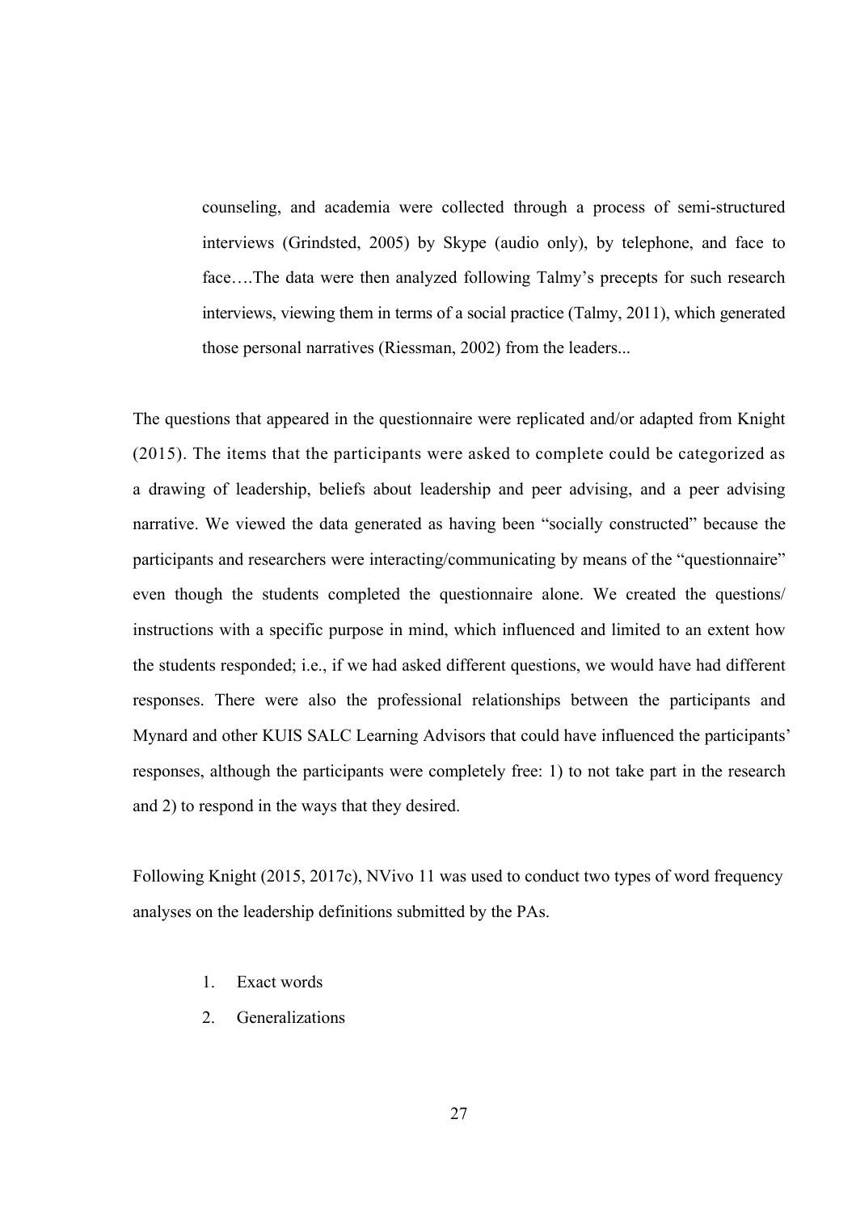> counseling, and academia were collected through a process of semi-structured interviews (Grindsted, 2005) by Skype (audio only), by telephone, and face to face….The data were then analyzed following Talmy's precepts for such research interviews, viewing them in terms of a social practice (Talmy, 2011), which generated those personal narratives (Riessman, 2002) from the leaders...

The questions that appeared in the questionnaire were replicated and/or adapted from Knight (2015). The items that the participants were asked to complete could be categorized as a drawing of leadership, beliefs about leadership and peer advising, and a peer advising narrative. We viewed the data generated as having been "socially constructed" because the participants and researchers were interacting/communicating by means of the "questionnaire" even though the students completed the questionnaire alone. We created the questions/ instructions with a specific purpose in mind, which influenced and limited to an extent how the students responded; i.e., if we had asked different questions, we would have had different responses. There were also the professional relationships between the participants and Mynard and other KUIS SALC Learning Advisors that could have influenced the participants' responses, although the participants were completely free: 1) to not take part in the research and 2) to respond in the ways that they desired.

Following Knight (2015, 2017c), NVivo 11 was used to conduct two types of word frequency analyses on the leadership definitions submitted by the PAs.

1. Exact words
2. Generalizations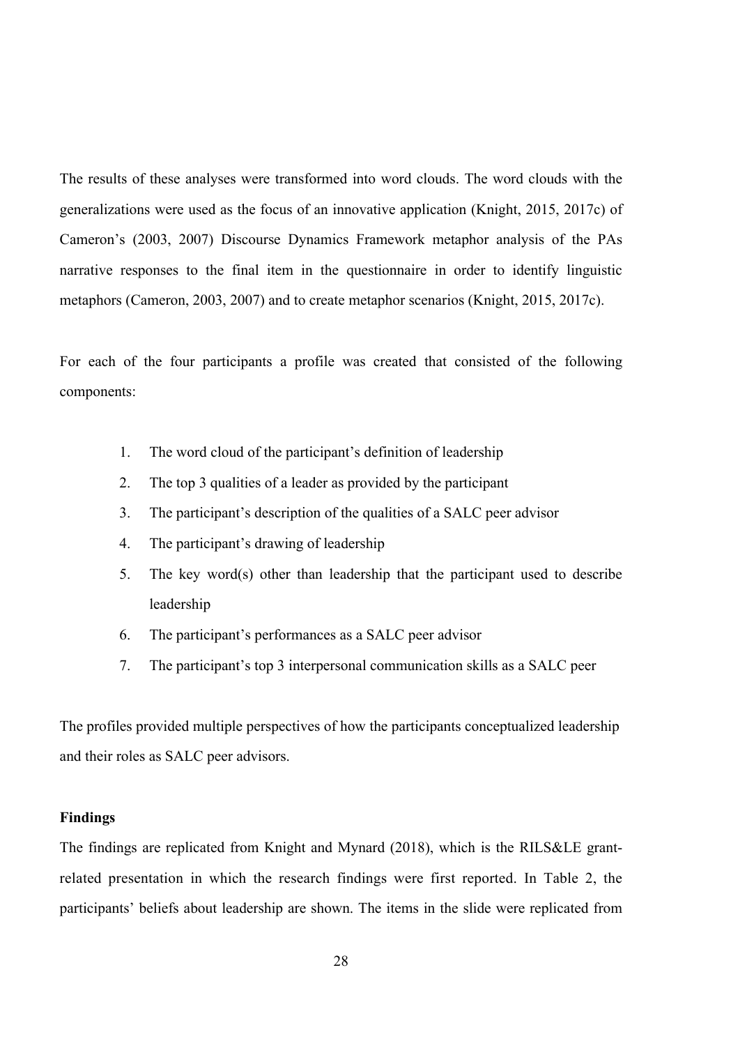The results of these analyses were transformed into word clouds. The word clouds with the generalizations were used as the focus of an innovative application (Knight, 2015, 2017c) of Cameron's (2003, 2007) Discourse Dynamics Framework metaphor analysis of the PAs narrative responses to the final item in the questionnaire in order to identify linguistic metaphors (Cameron, 2003, 2007) and to create metaphor scenarios (Knight, 2015, 2017c).

For each of the four participants a profile was created that consisted of the following components:

1. The word cloud of the participant's definition of leadership
2. The top 3 qualities of a leader as provided by the participant
3. The participant's description of the qualities of a SALC peer advisor
4. The participant's drawing of leadership
5. The key word(s) other than leadership that the participant used to describe leadership
6. The participant's performances as a SALC peer advisor
7. The participant's top 3 interpersonal communication skills as a SALC peer

The profiles provided multiple perspectives of how the participants conceptualized leadership and their roles as SALC peer advisors.

**Findings**

The findings are replicated from Knight and Mynard (2018), which is the RILS&LE grant-related presentation in which the research findings were first reported. In Table 2, the participants' beliefs about leadership are shown. The items in the slide were replicated from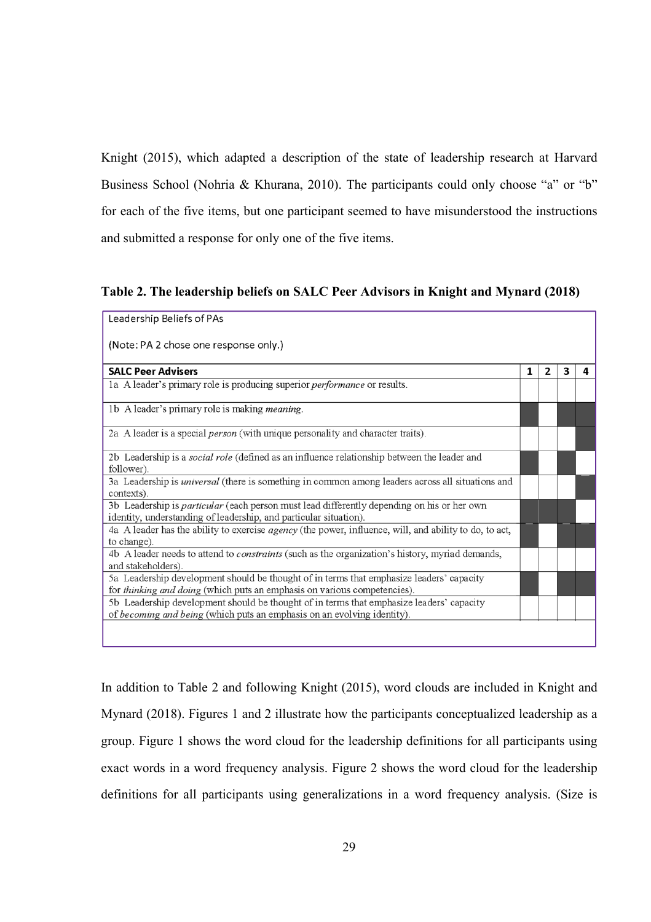Knight (2015), which adapted a description of the state of leadership research at Harvard Business School (Nohria & Khurana, 2010). The participants could only choose "a" or "b" for each of the five items, but one participant seemed to have misunderstood the instructions and submitted a response for only one of the five items.

**Table 2. The leadership beliefs on SALC Peer Advisors in Knight and Mynard (2018)**

Leadership Beliefs of PAs

(Note: PA 2 chose one response only.)

(Shaded cells in the original table are shown as ■.)

| **SALC Peer Advisers** | **1** | **2** | **3** | **4** |
|---|---|---|---|---|
| 1a A leader's primary role is producing superior *performance* or results. | | | | |
| 1b A leader's primary role is making *meaning*. | ■ | | ■ | ■ |
| 2a A leader is a special *person* (with unique personality and character traits). | | | | ■ |
| 2b Leadership is a *social role* (defined as an influence relationship between the leader and follower). | ■ | | ■ | |
| 3a Leadership is *universal* (there is something in common among leaders across all situations and contexts). | | | | ■ |
| 3b Leadership is *particular* (each person must lead differently depending on his or her own identity, understanding of leadership, and particular situation). | ■ | ■ | ■ | |
| 4a A leader has the ability to exercise *agency* (the power, influence, will, and ability to do, to act, to change). | ■ | | ■ | ■ |
| 4b A leader needs to attend to *constraints* (such as the organization's history, myriad demands, and stakeholders). | | | | |
| 5a Leadership development should be thought of in terms that emphasize leaders' capacity for *thinking and doing* (which puts an emphasis on various competencies). | ■ | | ■ | ■ |
| 5b Leadership development should be thought of in terms that emphasize leaders' capacity of *becoming and being* (which puts an emphasis on an evolving identity). | | | | |

In addition to Table 2 and following Knight (2015), word clouds are included in Knight and Mynard (2018). Figures 1 and 2 illustrate how the participants conceptualized leadership as a group. Figure 1 shows the word cloud for the leadership definitions for all participants using exact words in a word frequency analysis. Figure 2 shows the word cloud for the leadership definitions for all participants using generalizations in a word frequency analysis. (Size is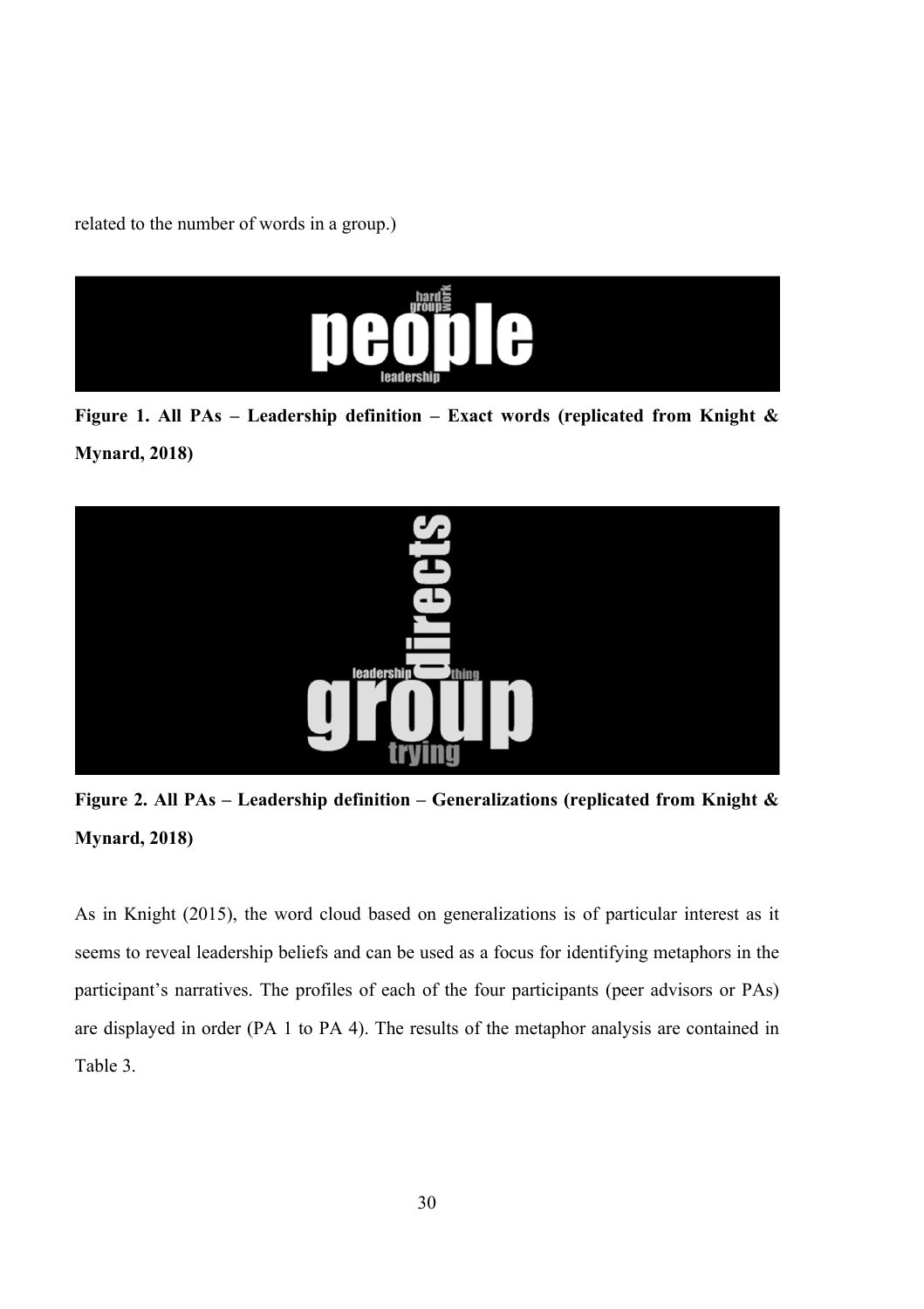related to the number of words in a group.)

hard
group
work
people
leadership

**Figure 1. All PAs – Leadership definition – Exact words (replicated from Knight & Mynard, 2018)**

directs
leadership
thing
group
trying

**Figure 2. All PAs – Leadership definition – Generalizations (replicated from Knight & Mynard, 2018)**

As in Knight (2015), the word cloud based on generalizations is of particular interest as it seems to reveal leadership beliefs and can be used as a focus for identifying metaphors in the participant's narratives. The profiles of each of the four participants (peer advisors or PAs) are displayed in order (PA 1 to PA 4). The results of the metaphor analysis are contained in Table 3.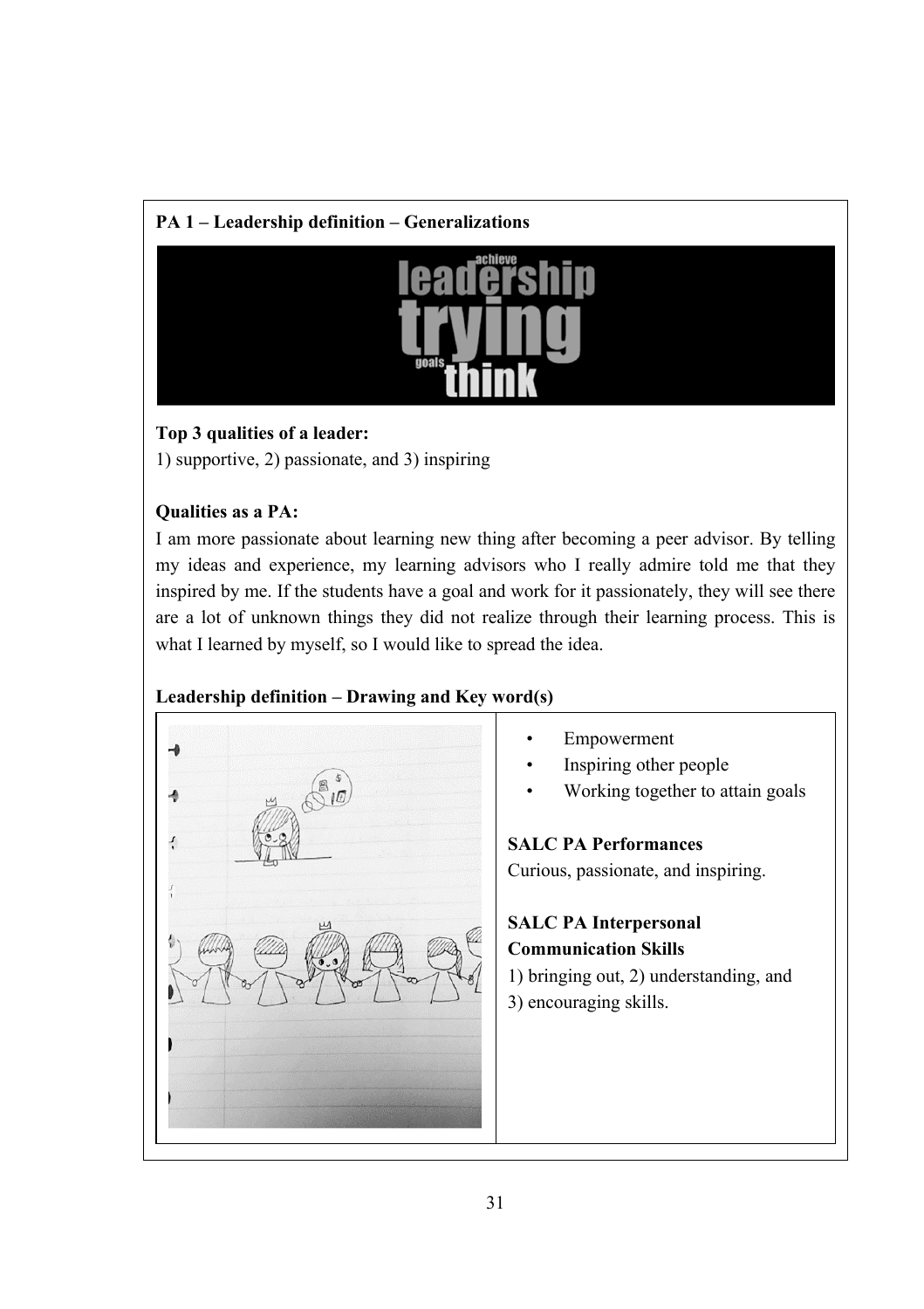**PA 1 – Leadership definition – Generalizations**

achieve
leadership
trying
goals
think

**Top 3 qualities of a leader:**
1) supportive, 2) passionate, and 3) inspiring

**Qualities as a PA:**
I am more passionate about learning new thing after becoming a peer advisor. By telling my ideas and experience, my learning advisors who I really admire told me that they inspired by me. If the students have a goal and work for it passionately, they will see there are a lot of unknown things they did not realize through their learning process. This is what I learned by myself, so I would like to spread the idea.

**Leadership definition – Drawing and Key word(s)**

- Empowerment
- Inspiring other people
- Working together to attain goals

**SALC PA Performances**
Curious, passionate, and inspiring.

**SALC PA Interpersonal Communication Skills**
1) bringing out, 2) understanding, and 3) encouraging skills.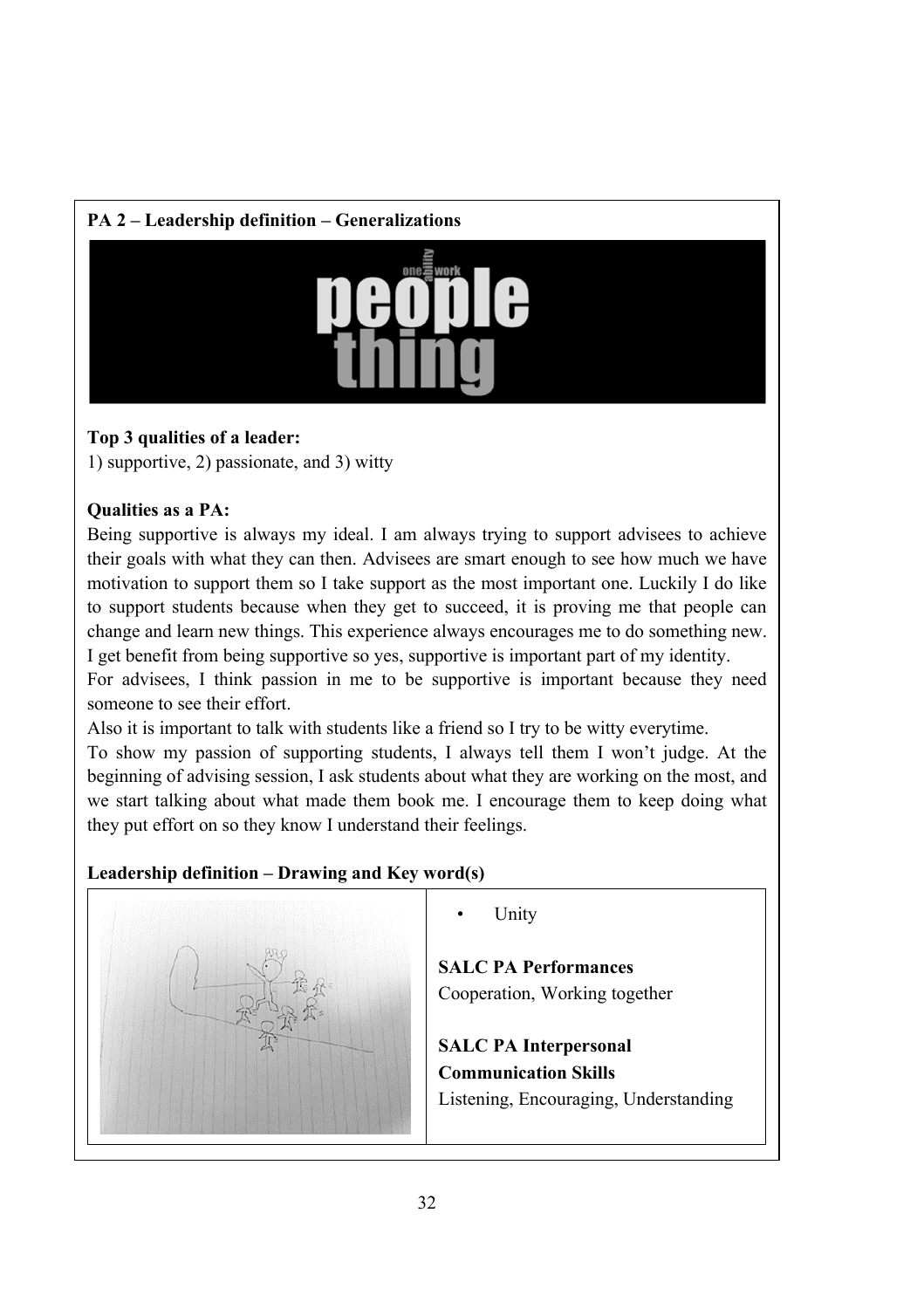**PA 2 – Leadership definition – Generalizations**

**Top 3 qualities of a leader:**
1) supportive, 2) passionate, and 3) witty

**Qualities as a PA:**
Being supportive is always my ideal. I am always trying to support advisees to achieve their goals with what they can then. Advisees are smart enough to see how much we have motivation to support them so I take support as the most important one. Luckily I do like to support students because when they get to succeed, it is proving me that people can change and learn new things. This experience always encourages me to do something new. I get benefit from being supportive so yes, supportive is important part of my identity.
For advisees, I think passion in me to be supportive is important because they need someone to see their effort.
Also it is important to talk with students like a friend so I try to be witty everytime.
To show my passion of supporting students, I always tell them I won't judge. At the beginning of advising session, I ask students about what they are working on the most, and we start talking about what made them book me. I encourage them to keep doing what they put effort on so they know I understand their feelings.

**Leadership definition – Drawing and Key word(s)**

- Unity

**SALC PA Performances**
Cooperation, Working together

**SALC PA Interpersonal Communication Skills**
Listening, Encouraging, Understanding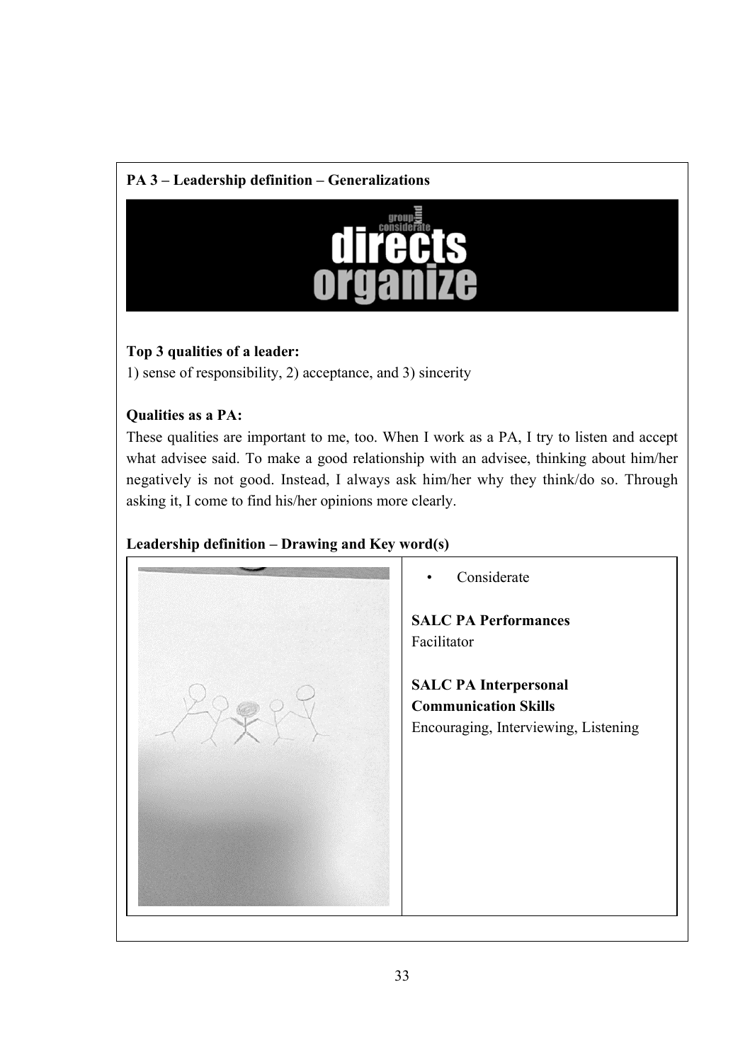**PA 3 – Leadership definition – Generalizations**

**Top 3 qualities of a leader:**
1) sense of responsibility, 2) acceptance, and 3) sincerity

**Qualities as a PA:**
These qualities are important to me, too. When I work as a PA, I try to listen and accept what advisee said. To make a good relationship with an advisee, thinking about him/her negatively is not good. Instead, I always ask him/her why they think/do so. Through asking it, I come to find his/her opinions more clearly.

**Leadership definition – Drawing and Key word(s)**

- Considerate

**SALC PA Performances**
Facilitator

**SALC PA Interpersonal Communication Skills**
Encouraging, Interviewing, Listening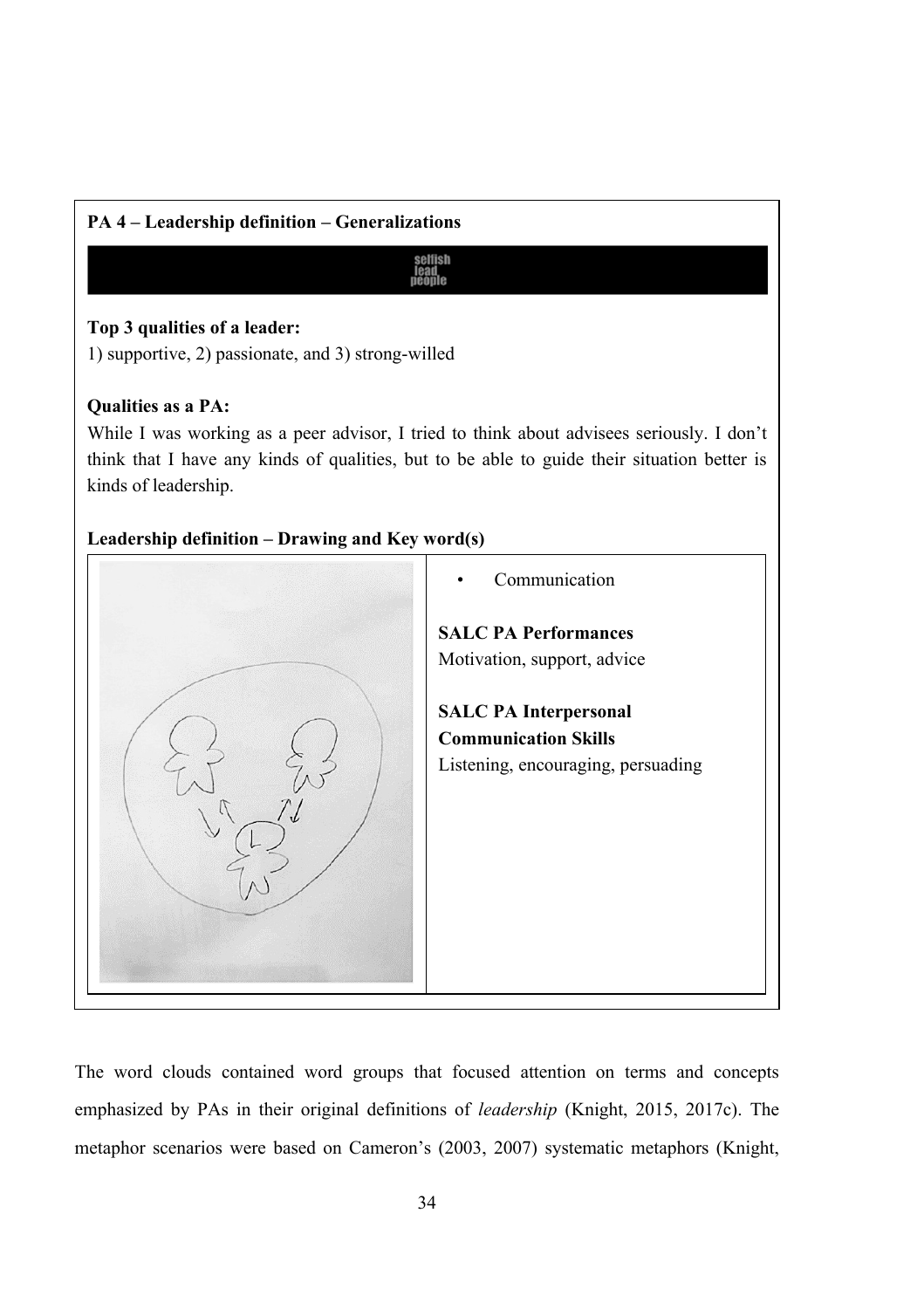**PA 4 – Leadership definition – Generalizations**

selfish
lead
people

**Top 3 qualities of a leader:**

1) supportive, 2) passionate, and 3) strong-willed

**Qualities as a PA:**

While I was working as a peer advisor, I tried to think about advisees seriously. I don't think that I have any kinds of qualities, but to be able to guide their situation better is kinds of leadership.

**Leadership definition – Drawing and Key word(s)**

- Communication

**SALC PA Performances**

Motivation, support, advice

**SALC PA Interpersonal Communication Skills**

Listening, encouraging, persuading

The word clouds contained word groups that focused attention on terms and concepts emphasized by PAs in their original definitions of *leadership* (Knight, 2015, 2017c). The metaphor scenarios were based on Cameron's (2003, 2007) systematic metaphors (Knight,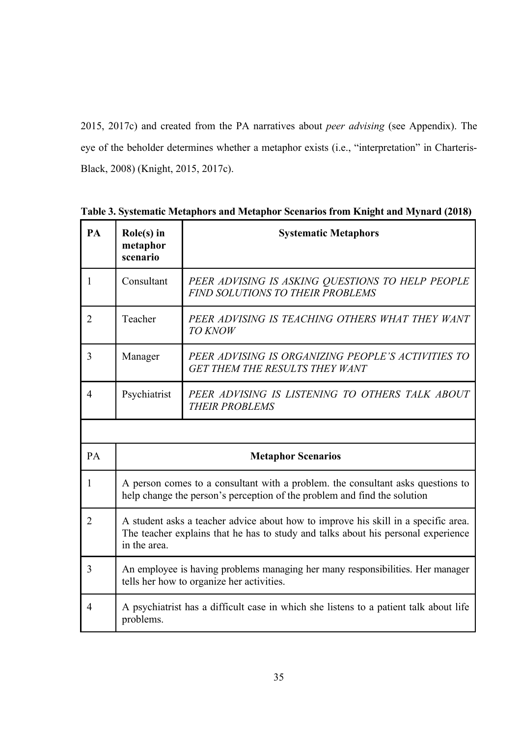2015, 2017c) and created from the PA narratives about *peer advising* (see Appendix). The eye of the beholder determines whether a metaphor exists (i.e., "interpretation" in Charteris-Black, 2008) (Knight, 2015, 2017c).

**Table 3. Systematic Metaphors and Metaphor Scenarios from Knight and Mynard (2018)**

| **PA** | **Role(s) in metaphor scenario** | **Systematic Metaphors** |
|---|---|---|
| 1 | Consultant | *PEER ADVISING IS ASKING QUESTIONS TO HELP PEOPLE FIND SOLUTIONS TO THEIR PROBLEMS* |
| 2 | Teacher | *PEER ADVISING IS TEACHING OTHERS WHAT THEY WANT TO KNOW* |
| 3 | Manager | *PEER ADVISING IS ORGANIZING PEOPLE'S ACTIVITIES TO GET THEM THE RESULTS THEY WANT* |
| 4 | Psychiatrist | *PEER ADVISING IS LISTENING TO OTHERS TALK ABOUT THEIR PROBLEMS* |
| | | |
| PA | **Metaphor Scenarios** | |
| 1 | A person comes to a consultant with a problem. the consultant asks questions to help change the person's perception of the problem and find the solution | |
| 2 | A student asks a teacher advice about how to improve his skill in a specific area. The teacher explains that he has to study and talks about his personal experience in the area. | |
| 3 | An employee is having problems managing her many responsibilities. Her manager tells her how to organize her activities. | |
| 4 | A psychiatrist has a difficult case in which she listens to a patient talk about life problems. | |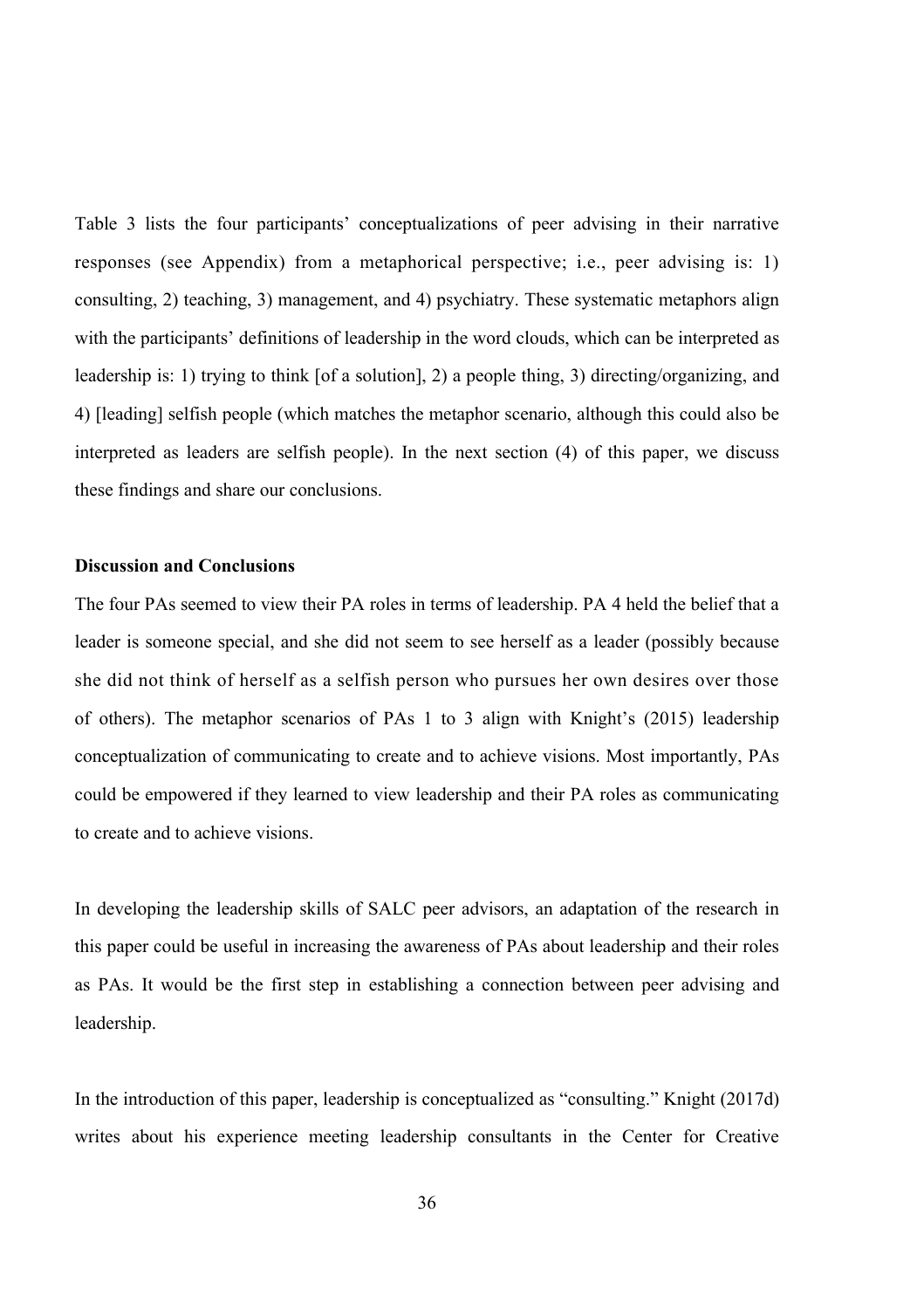Table 3 lists the four participants' conceptualizations of peer advising in their narrative responses (see Appendix) from a metaphorical perspective; i.e., peer advising is: 1) consulting, 2) teaching, 3) management, and 4) psychiatry. These systematic metaphors align with the participants' definitions of leadership in the word clouds, which can be interpreted as leadership is: 1) trying to think [of a solution], 2) a people thing, 3) directing/organizing, and 4) [leading] selfish people (which matches the metaphor scenario, although this could also be interpreted as leaders are selfish people). In the next section (4) of this paper, we discuss these findings and share our conclusions.

**Discussion and Conclusions**

The four PAs seemed to view their PA roles in terms of leadership. PA 4 held the belief that a leader is someone special, and she did not seem to see herself as a leader (possibly because she did not think of herself as a selfish person who pursues her own desires over those of others). The metaphor scenarios of PAs 1 to 3 align with Knight's (2015) leadership conceptualization of communicating to create and to achieve visions. Most importantly, PAs could be empowered if they learned to view leadership and their PA roles as communicating to create and to achieve visions.

In developing the leadership skills of SALC peer advisors, an adaptation of the research in this paper could be useful in increasing the awareness of PAs about leadership and their roles as PAs. It would be the first step in establishing a connection between peer advising and leadership.

In the introduction of this paper, leadership is conceptualized as "consulting." Knight (2017d) writes about his experience meeting leadership consultants in the Center for Creative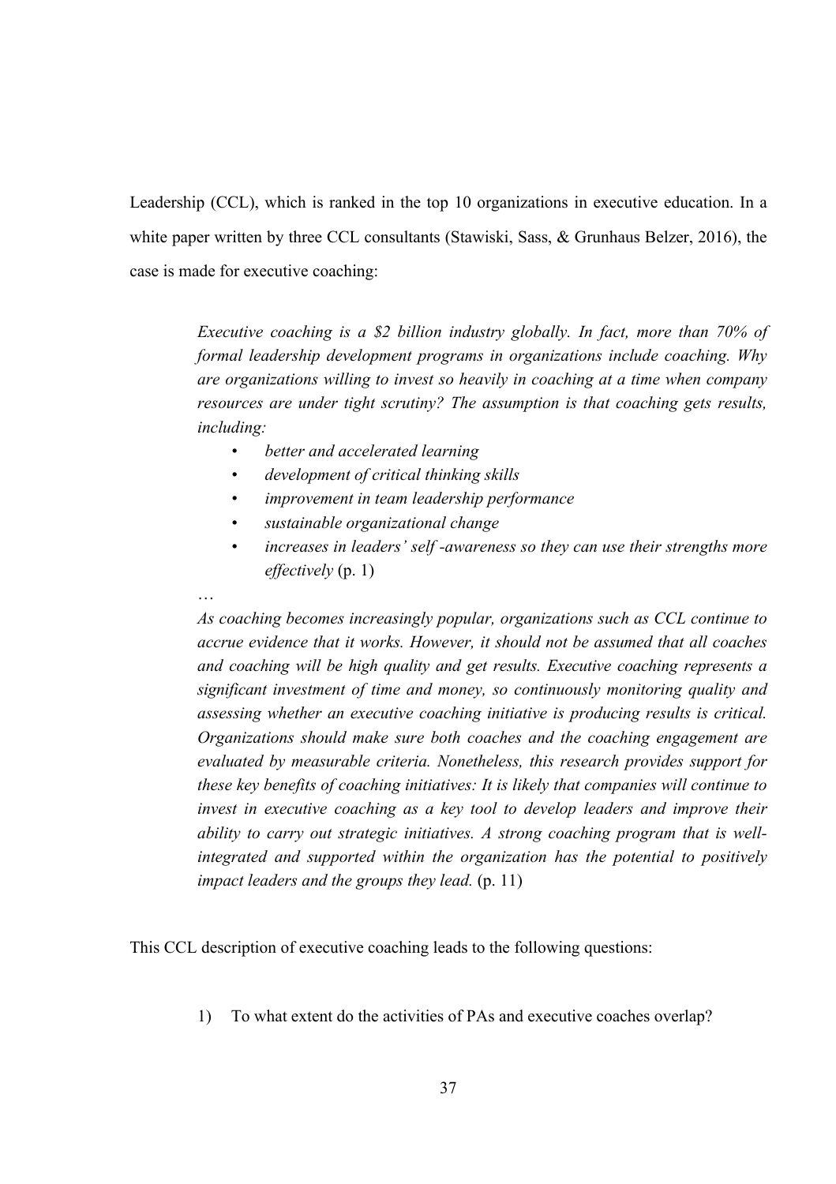Leadership (CCL), which is ranked in the top 10 organizations in executive education. In a white paper written by three CCL consultants (Stawiski, Sass, & Grunhaus Belzer, 2016), the case is made for executive coaching:

> *Executive coaching is a $2 billion industry globally. In fact, more than 70% of formal leadership development programs in organizations include coaching. Why are organizations willing to invest so heavily in coaching at a time when company resources are under tight scrutiny? The assumption is that coaching gets results, including:*
>
> - *better and accelerated learning*
> - *development of critical thinking skills*
> - *improvement in team leadership performance*
> - *sustainable organizational change*
> - *increases in leaders' self -awareness so they can use their strengths more effectively* (p. 1)
>
> …
>
> *As coaching becomes increasingly popular, organizations such as CCL continue to accrue evidence that it works. However, it should not be assumed that all coaches and coaching will be high quality and get results. Executive coaching represents a significant investment of time and money, so continuously monitoring quality and assessing whether an executive coaching initiative is producing results is critical. Organizations should make sure both coaches and the coaching engagement are evaluated by measurable criteria. Nonetheless, this research provides support for these key benefits of coaching initiatives: It is likely that companies will continue to invest in executive coaching as a key tool to develop leaders and improve their ability to carry out strategic initiatives. A strong coaching program that is well-integrated and supported within the organization has the potential to positively impact leaders and the groups they lead.* (p. 11)

This CCL description of executive coaching leads to the following questions:

1) To what extent do the activities of PAs and executive coaches overlap?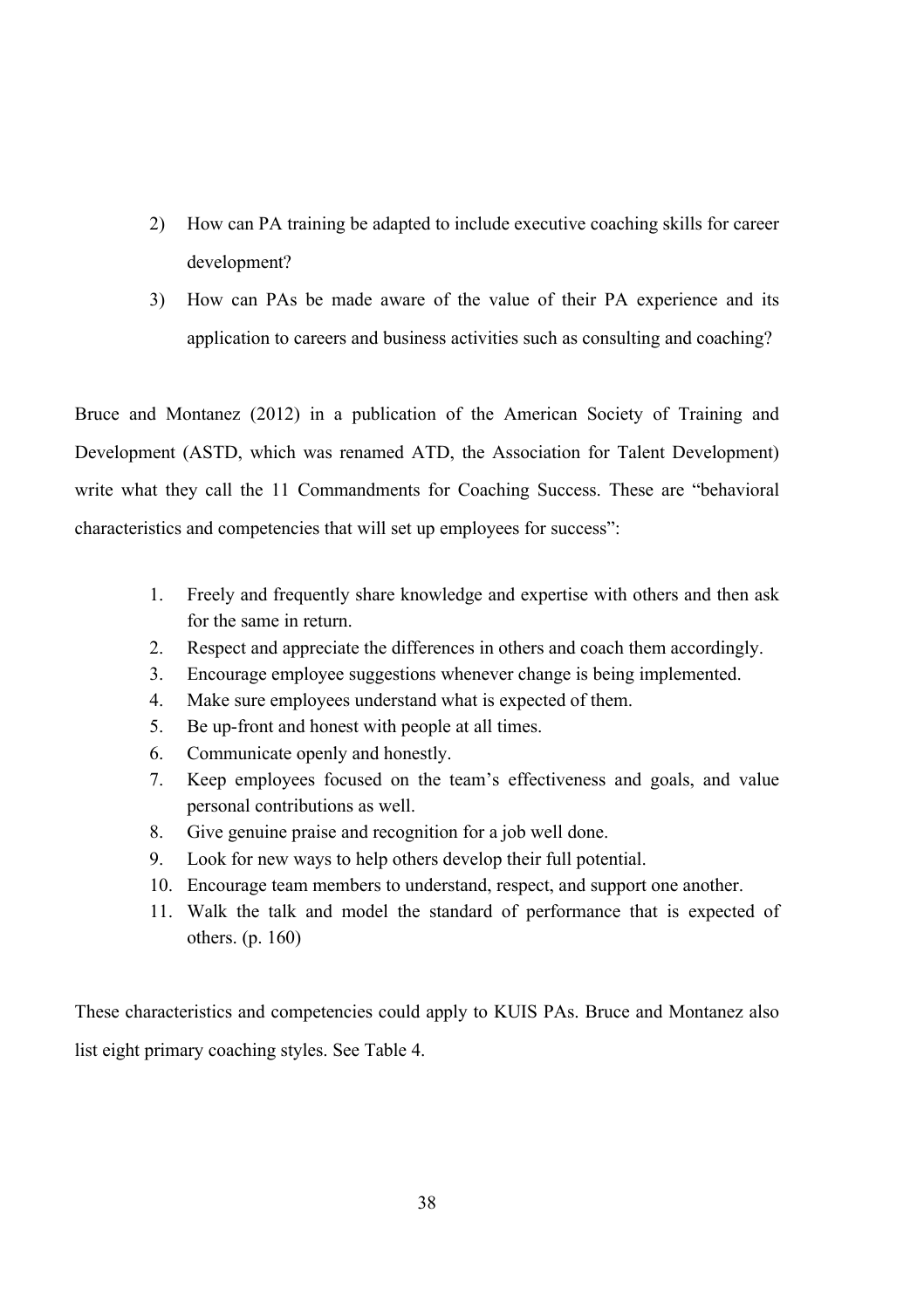2) How can PA training be adapted to include executive coaching skills for career development?
3) How can PAs be made aware of the value of their PA experience and its application to careers and business activities such as consulting and coaching?

Bruce and Montanez (2012) in a publication of the American Society of Training and Development (ASTD, which was renamed ATD, the Association for Talent Development) write what they call the 11 Commandments for Coaching Success. These are "behavioral characteristics and competencies that will set up employees for success":

> 1. Freely and frequently share knowledge and expertise with others and then ask for the same in return.
> 2. Respect and appreciate the differences in others and coach them accordingly.
> 3. Encourage employee suggestions whenever change is being implemented.
> 4. Make sure employees understand what is expected of them.
> 5. Be up-front and honest with people at all times.
> 6. Communicate openly and honestly.
> 7. Keep employees focused on the team's effectiveness and goals, and value personal contributions as well.
> 8. Give genuine praise and recognition for a job well done.
> 9. Look for new ways to help others develop their full potential.
> 10. Encourage team members to understand, respect, and support one another.
> 11. Walk the talk and model the standard of performance that is expected of others. (p. 160)

These characteristics and competencies could apply to KUIS PAs. Bruce and Montanez also list eight primary coaching styles. See Table 4.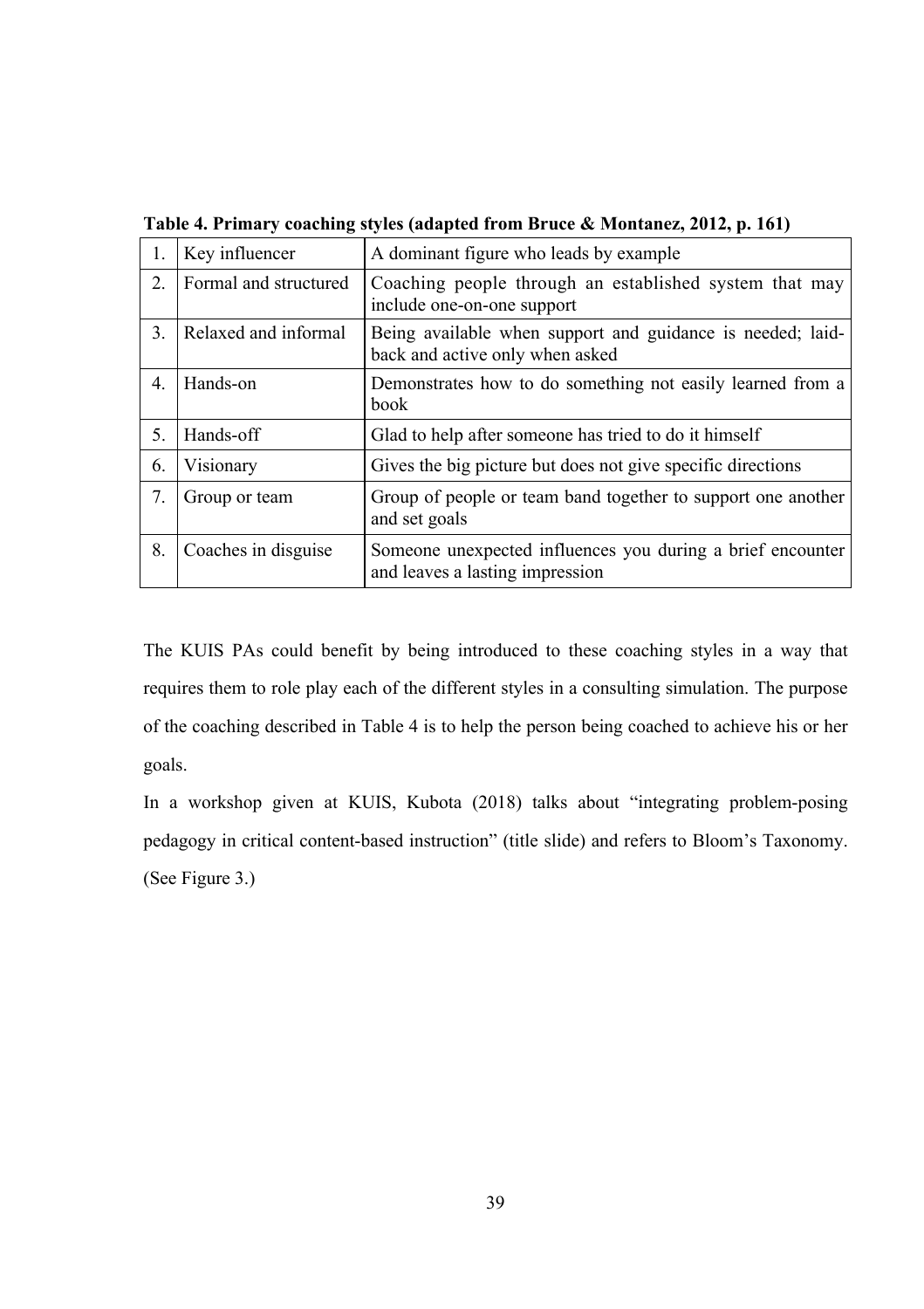**Table 4. Primary coaching styles (adapted from Bruce & Montanez, 2012, p. 161)**

| | | |
|---|---|---|
| 1. | Key influencer | A dominant figure who leads by example |
| 2. | Formal and structured | Coaching people through an established system that may include one-on-one support |
| 3. | Relaxed and informal | Being available when support and guidance is needed; laid-back and active only when asked |
| 4. | Hands-on | Demonstrates how to do something not easily learned from a book |
| 5. | Hands-off | Glad to help after someone has tried to do it himself |
| 6. | Visionary | Gives the big picture but does not give specific directions |
| 7. | Group or team | Group of people or team band together to support one another and set goals |
| 8. | Coaches in disguise | Someone unexpected influences you during a brief encounter and leaves a lasting impression |

The KUIS PAs could benefit by being introduced to these coaching styles in a way that requires them to role play each of the different styles in a consulting simulation. The purpose of the coaching described in Table 4 is to help the person being coached to achieve his or her goals.

In a workshop given at KUIS, Kubota (2018) talks about "integrating problem-posing pedagogy in critical content-based instruction" (title slide) and refers to Bloom's Taxonomy. (See Figure 3.)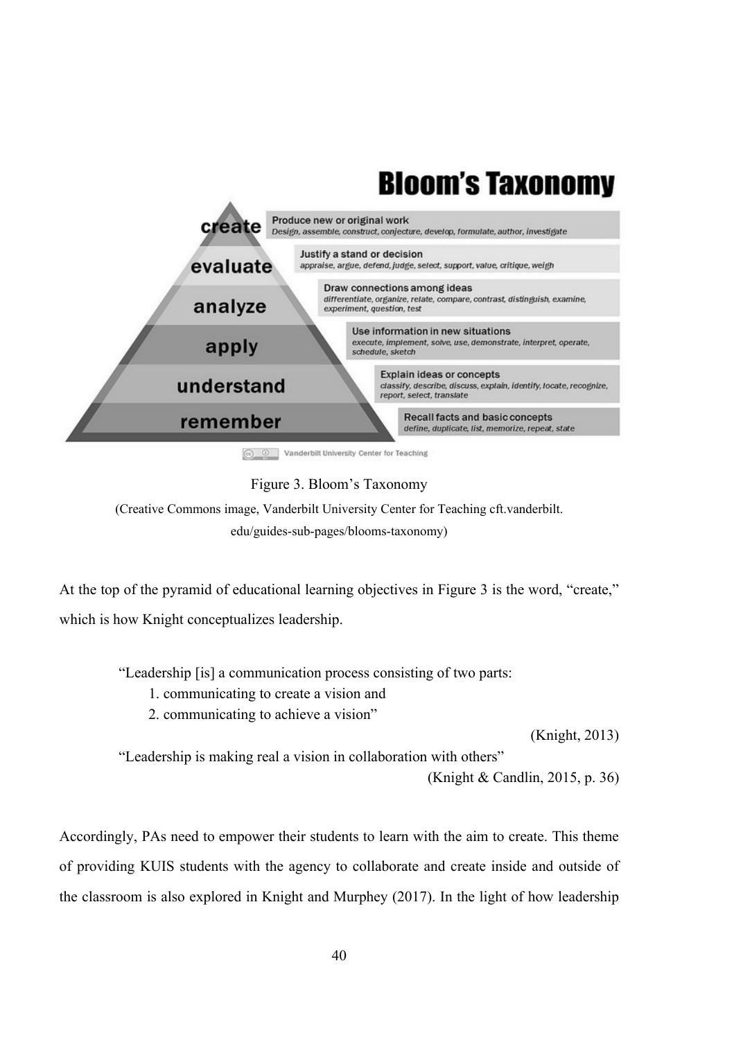Bloom's Taxonomy

create
Produce new or original work
Design, assemble, construct, conjecture, develop, formulate, author, investigate

evaluate
Justify a stand or decision
appraise, argue, defend, judge, select, support, value, critique, weigh

analyze
Draw connections among ideas
differentiate, organize, relate, compare, contrast, distinguish, examine, experiment, question, test

apply
Use information in new situations
execute, implement, solve, use, demonstrate, interpret, operate, schedule, sketch

understand
Explain ideas or concepts
classify, describe, discuss, explain, identify, locate, recognize, report, select, translate

remember
Recall facts and basic concepts
define, duplicate, list, memorize, repeat, state

Vanderbilt University Center for Teaching

Figure 3. Bloom's Taxonomy
(Creative Commons image, Vanderbilt University Center for Teaching cft.vanderbilt.edu/guides-sub-pages/blooms-taxonomy)

At the top of the pyramid of educational learning objectives in Figure 3 is the word, "create," which is how Knight conceptualizes leadership.

> "Leadership [is] a communication process consisting of two parts:
> 1. communicating to create a vision and
> 2. communicating to achieve a vision"
>
> (Knight, 2013)
>
> "Leadership is making real a vision in collaboration with others"
>
> (Knight & Candlin, 2015, p. 36)

Accordingly, PAs need to empower their students to learn with the aim to create. This theme of providing KUIS students with the agency to collaborate and create inside and outside of the classroom is also explored in Knight and Murphey (2017). In the light of how leadership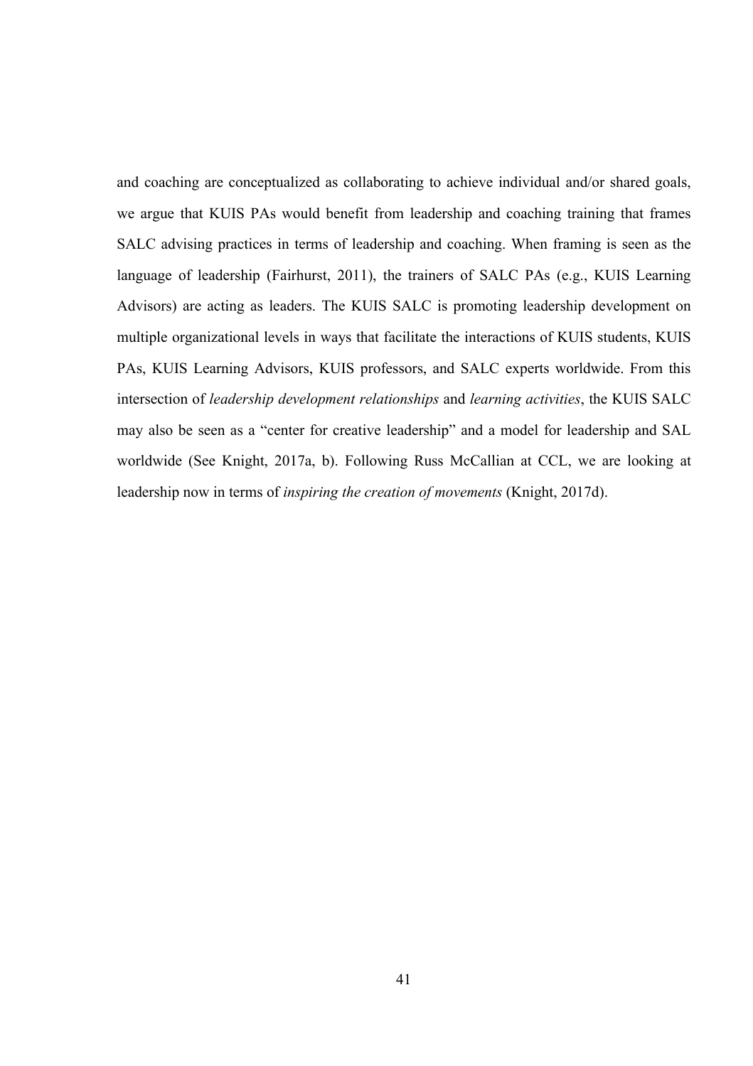and coaching are conceptualized as collaborating to achieve individual and/or shared goals, we argue that KUIS PAs would benefit from leadership and coaching training that frames SALC advising practices in terms of leadership and coaching. When framing is seen as the language of leadership (Fairhurst, 2011), the trainers of SALC PAs (e.g., KUIS Learning Advisors) are acting as leaders. The KUIS SALC is promoting leadership development on multiple organizational levels in ways that facilitate the interactions of KUIS students, KUIS PAs, KUIS Learning Advisors, KUIS professors, and SALC experts worldwide. From this intersection of *leadership development relationships* and *learning activities*, the KUIS SALC may also be seen as a "center for creative leadership" and a model for leadership and SAL worldwide (See Knight, 2017a, b). Following Russ McCallian at CCL, we are looking at leadership now in terms of *inspiring the creation of movements* (Knight, 2017d).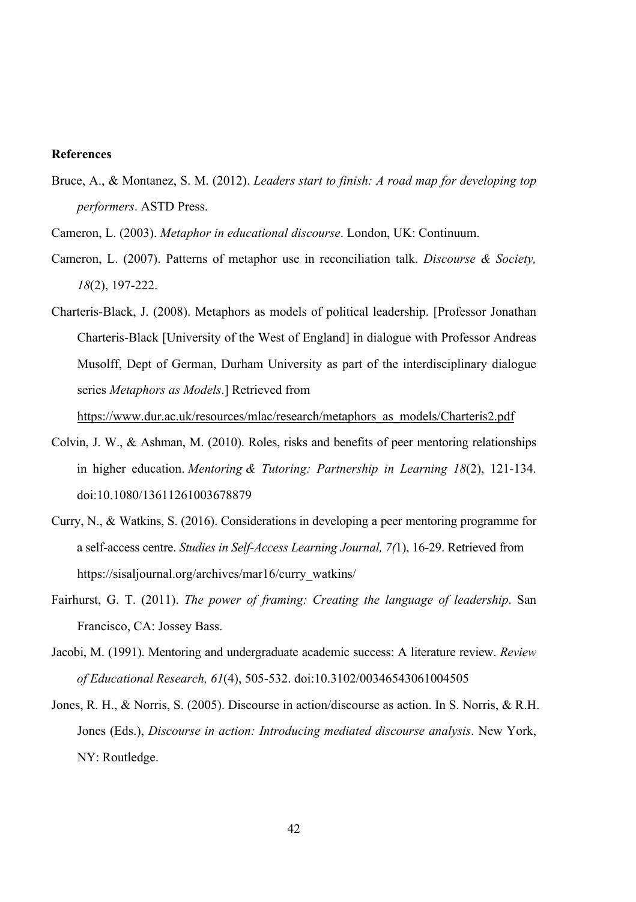**References**

Bruce, A., & Montanez, S. M. (2012). *Leaders start to finish: A road map for developing top performers*. ASTD Press.

Cameron, L. (2003). *Metaphor in educational discourse*. London, UK: Continuum.

Cameron, L. (2007). Patterns of metaphor use in reconciliation talk. *Discourse & Society, 18*(2), 197-222.

Charteris-Black, J. (2008). Metaphors as models of political leadership. [Professor Jonathan Charteris-Black [University of the West of England] in dialogue with Professor Andreas Musolff, Dept of German, Durham University as part of the interdisciplinary dialogue series *Metaphors as Models*.] Retrieved from https://www.dur.ac.uk/resources/mlac/research/metaphors_as_models/Charteris2.pdf

Colvin, J. W., & Ashman, M. (2010). Roles, risks and benefits of peer mentoring relationships in higher education. *Mentoring & Tutoring: Partnership in Learning 18*(2), 121-134. doi:10.1080/13611261003678879

Curry, N., & Watkins, S. (2016). Considerations in developing a peer mentoring programme for a self-access centre. *Studies in Self-Access Learning Journal, 7(*1), 16-29. Retrieved from https://sisaljournal.org/archives/mar16/curry_watkins/

Fairhurst, G. T. (2011). *The power of framing: Creating the language of leadership*. San Francisco, CA: Jossey Bass.

Jacobi, M. (1991). Mentoring and undergraduate academic success: A literature review. *Review of Educational Research, 61*(4), 505-532. doi:10.3102/00346543061004505

Jones, R. H., & Norris, S. (2005). Discourse in action/discourse as action. In S. Norris, & R.H. Jones (Eds.), *Discourse in action: Introducing mediated discourse analysis*. New York, NY: Routledge.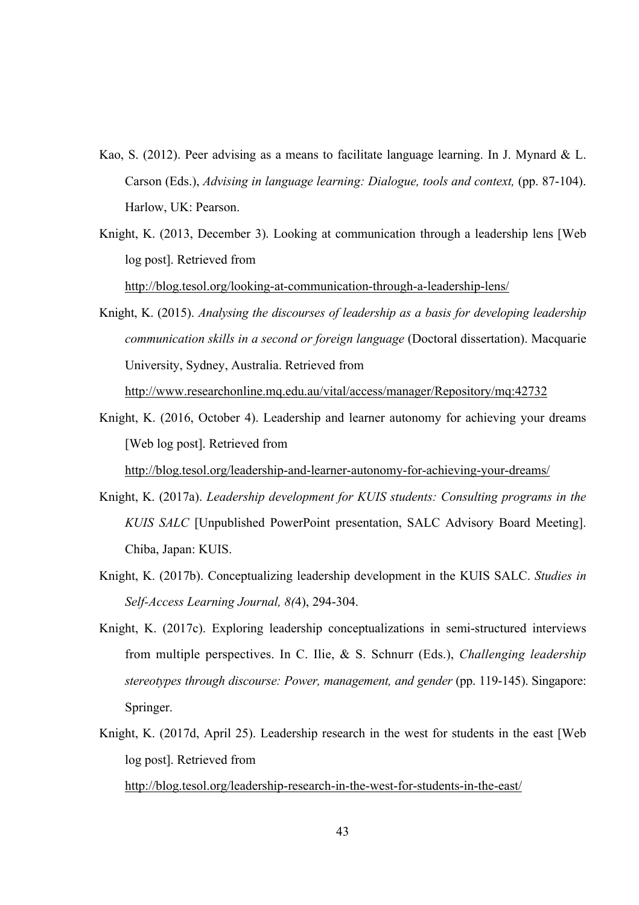Kao, S. (2012). Peer advising as a means to facilitate language learning. In J. Mynard & L. Carson (Eds.), *Advising in language learning: Dialogue, tools and context,* (pp. 87-104). Harlow, UK: Pearson.

Knight, K. (2013, December 3). Looking at communication through a leadership lens [Web log post]. Retrieved from http://blog.tesol.org/looking-at-communication-through-a-leadership-lens/

Knight, K. (2015). *Analysing the discourses of leadership as a basis for developing leadership communication skills in a second or foreign language* (Doctoral dissertation). Macquarie University, Sydney, Australia. Retrieved from http://www.researchonline.mq.edu.au/vital/access/manager/Repository/mq:42732

Knight, K. (2016, October 4). Leadership and learner autonomy for achieving your dreams [Web log post]. Retrieved from http://blog.tesol.org/leadership-and-learner-autonomy-for-achieving-your-dreams/

Knight, K. (2017a). *Leadership development for KUIS students: Consulting programs in the KUIS SALC* [Unpublished PowerPoint presentation, SALC Advisory Board Meeting]. Chiba, Japan: KUIS.

Knight, K. (2017b). Conceptualizing leadership development in the KUIS SALC. *Studies in Self-Access Learning Journal, 8(*4), 294-304.

Knight, K. (2017c). Exploring leadership conceptualizations in semi-structured interviews from multiple perspectives. In C. Ilie, & S. Schnurr (Eds.), *Challenging leadership stereotypes through discourse: Power, management, and gender* (pp. 119-145). Singapore: Springer.

Knight, K. (2017d, April 25). Leadership research in the west for students in the east [Web log post]. Retrieved from http://blog.tesol.org/leadership-research-in-the-west-for-students-in-the-east/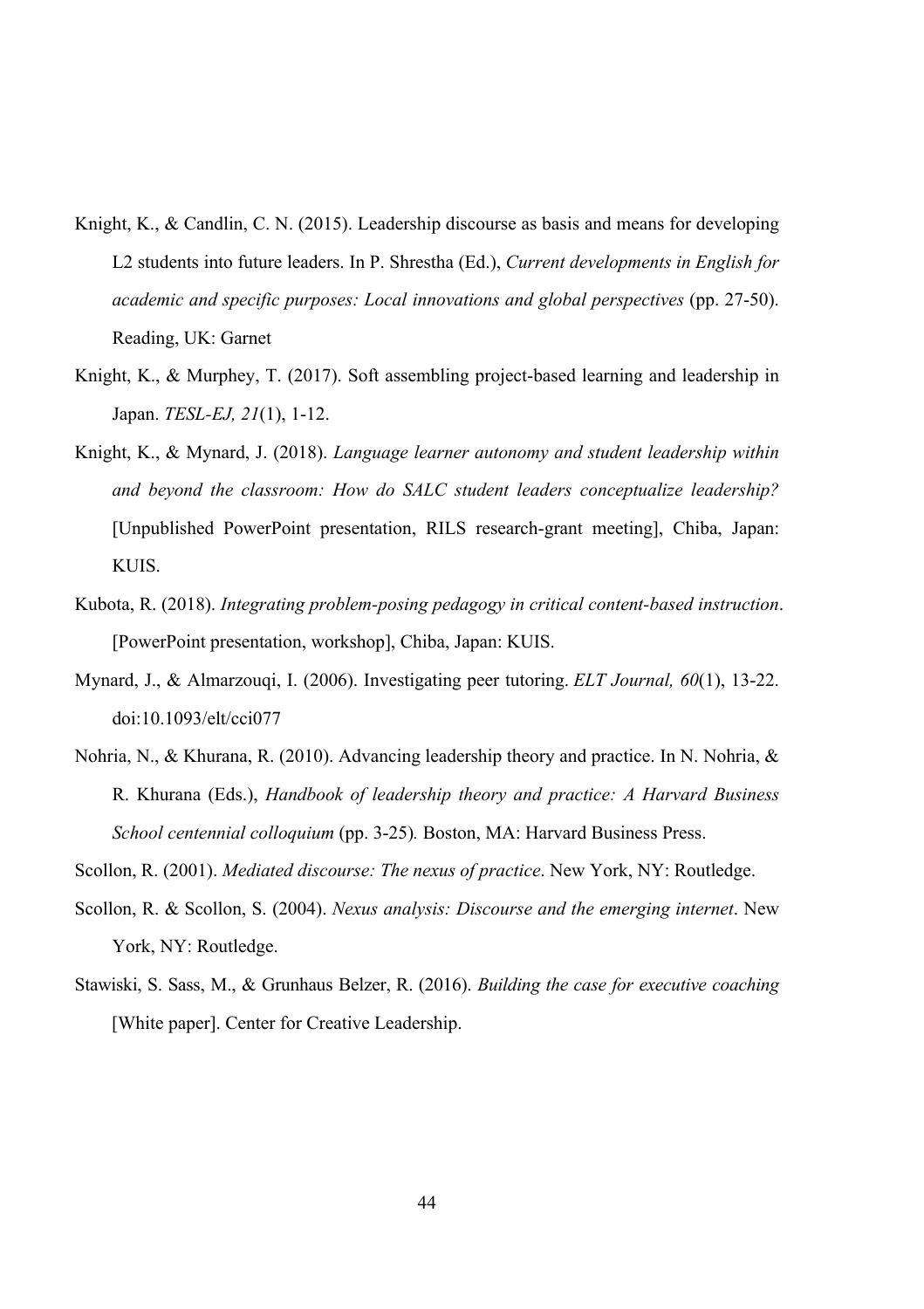Knight, K., & Candlin, C. N. (2015). Leadership discourse as basis and means for developing L2 students into future leaders. In P. Shrestha (Ed.), *Current developments in English for academic and specific purposes: Local innovations and global perspectives* (pp. 27-50). Reading, UK: Garnet

Knight, K., & Murphey, T. (2017). Soft assembling project-based learning and leadership in Japan. *TESL-EJ, 21*(1), 1-12.

Knight, K., & Mynard, J. (2018). *Language learner autonomy and student leadership within and beyond the classroom: How do SALC student leaders conceptualize leadership?* [Unpublished PowerPoint presentation, RILS research-grant meeting], Chiba, Japan: KUIS.

Kubota, R. (2018). *Integrating problem-posing pedagogy in critical content-based instruction*. [PowerPoint presentation, workshop], Chiba, Japan: KUIS.

Mynard, J., & Almarzouqi, I. (2006). Investigating peer tutoring. *ELT Journal, 60*(1), 13-22. doi:10.1093/elt/cci077

Nohria, N., & Khurana, R. (2010). Advancing leadership theory and practice. In N. Nohria, & R. Khurana (Eds.), *Handbook of leadership theory and practice: A Harvard Business School centennial colloquium* (pp. 3-25)*.* Boston, MA: Harvard Business Press.

Scollon, R. (2001). *Mediated discourse: The nexus of practice*. New York, NY: Routledge.

Scollon, R. & Scollon, S. (2004). *Nexus analysis: Discourse and the emerging internet*. New York, NY: Routledge.

Stawiski, S. Sass, M., & Grunhaus Belzer, R. (2016). *Building the case for executive coaching* [White paper]. Center for Creative Leadership.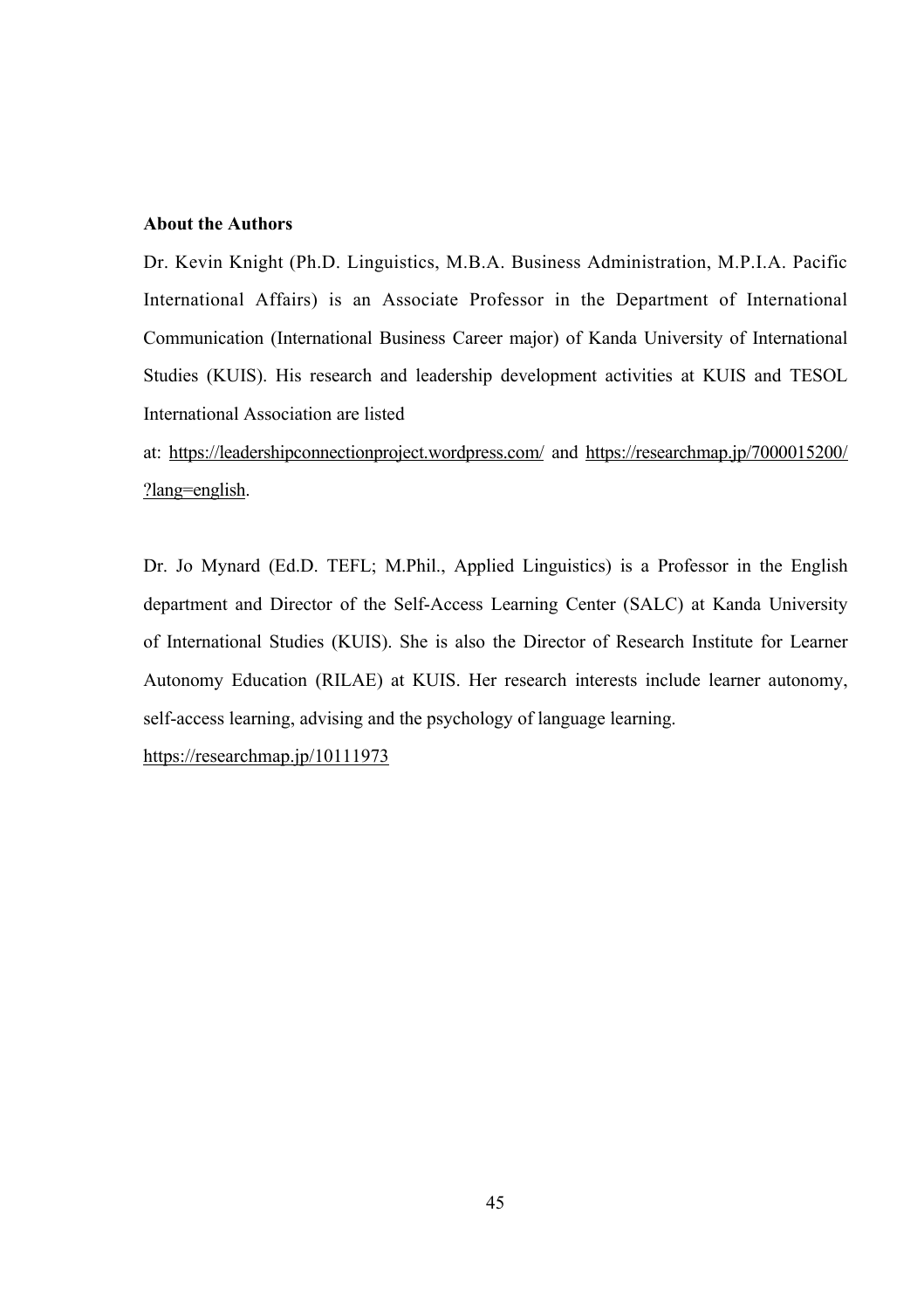**About the Authors**

Dr. Kevin Knight (Ph.D. Linguistics, M.B.A. Business Administration, M.P.I.A. Pacific International Affairs) is an Associate Professor in the Department of International Communication (International Business Career major) of Kanda University of International Studies (KUIS). His research and leadership development activities at KUIS and TESOL International Association are listed at: https://leadershipconnectionproject.wordpress.com/ and https://researchmap.jp/7000015200/?lang=english.

Dr. Jo Mynard (Ed.D. TEFL; M.Phil., Applied Linguistics) is a Professor in the English department and Director of the Self-Access Learning Center (SALC) at Kanda University of International Studies (KUIS). She is also the Director of Research Institute for Learner Autonomy Education (RILAE) at KUIS. Her research interests include learner autonomy, self-access learning, advising and the psychology of language learning. https://researchmap.jp/10111973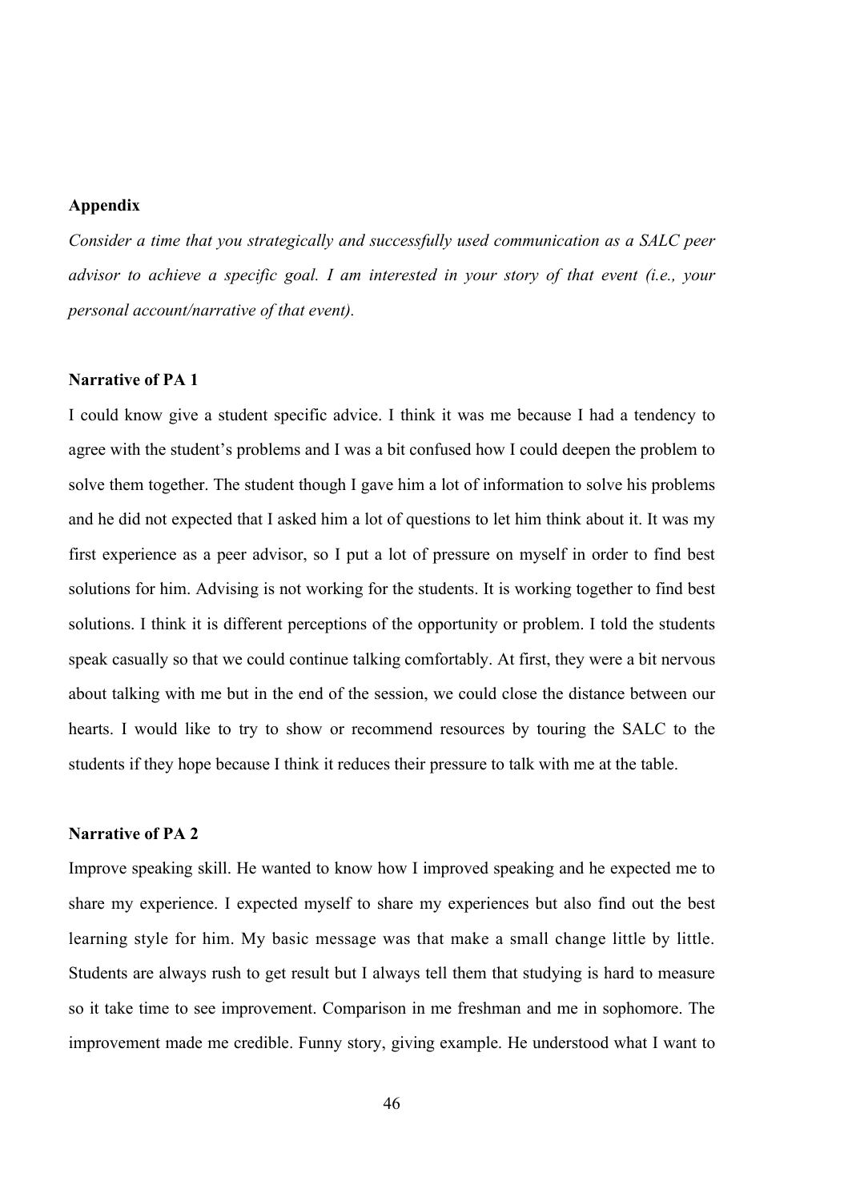**Appendix**

*Consider a time that you strategically and successfully used communication as a SALC peer advisor to achieve a specific goal. I am interested in your story of that event (i.e., your personal account/narrative of that event).*

**Narrative of PA 1**

I could know give a student specific advice. I think it was me because I had a tendency to agree with the student's problems and I was a bit confused how I could deepen the problem to solve them together. The student though I gave him a lot of information to solve his problems and he did not expected that I asked him a lot of questions to let him think about it. It was my first experience as a peer advisor, so I put a lot of pressure on myself in order to find best solutions for him. Advising is not working for the students. It is working together to find best solutions. I think it is different perceptions of the opportunity or problem. I told the students speak casually so that we could continue talking comfortably. At first, they were a bit nervous about talking with me but in the end of the session, we could close the distance between our hearts. I would like to try to show or recommend resources by touring the SALC to the students if they hope because I think it reduces their pressure to talk with me at the table.

**Narrative of PA 2**

Improve speaking skill. He wanted to know how I improved speaking and he expected me to share my experience. I expected myself to share my experiences but also find out the best learning style for him. My basic message was that make a small change little by little. Students are always rush to get result but I always tell them that studying is hard to measure so it take time to see improvement. Comparison in me freshman and me in sophomore. The improvement made me credible. Funny story, giving example. He understood what I want to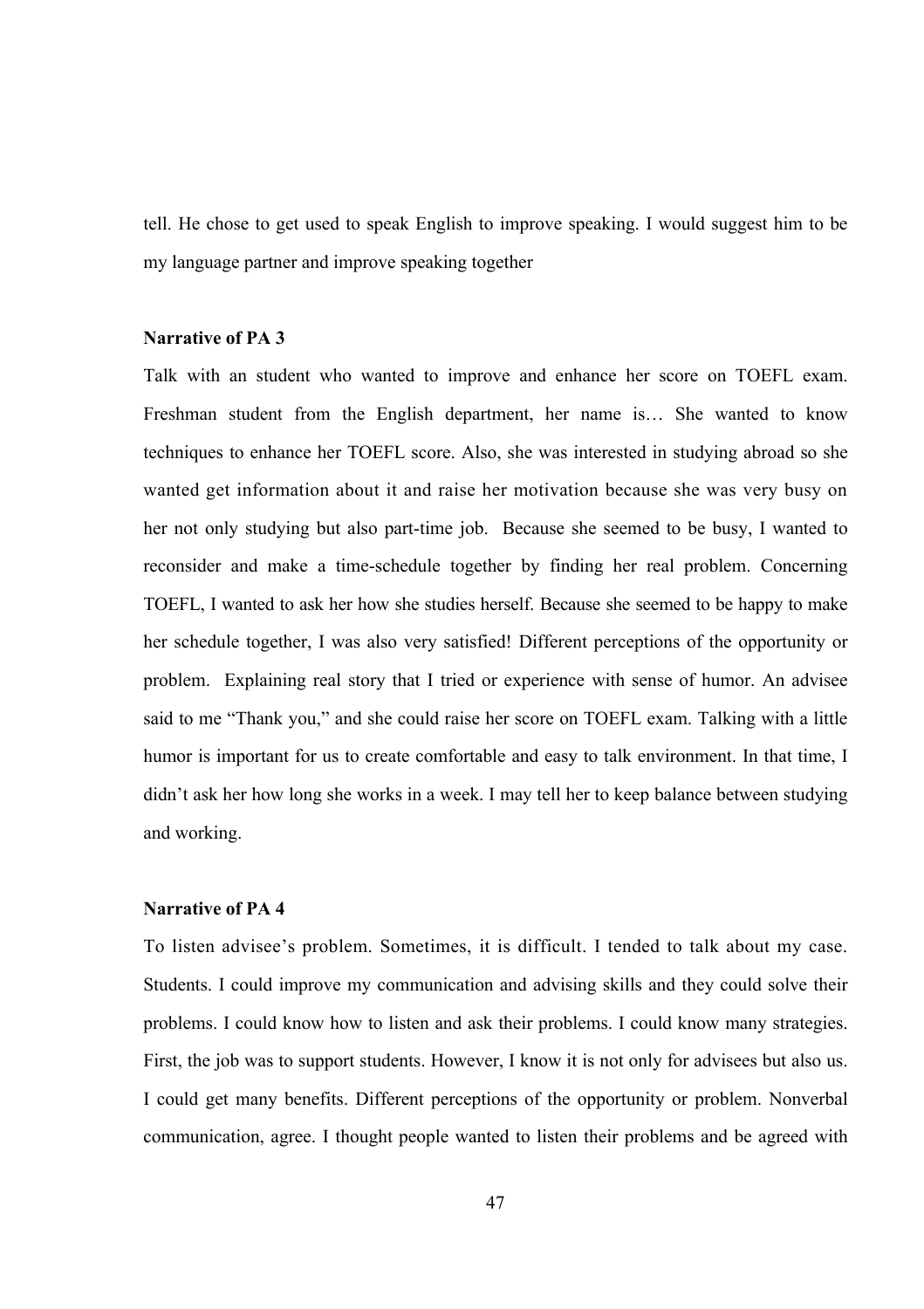tell. He chose to get used to speak English to improve speaking. I would suggest him to be my language partner and improve speaking together

**Narrative of PA 3**

Talk with an student who wanted to improve and enhance her score on TOEFL exam. Freshman student from the English department, her name is… She wanted to know techniques to enhance her TOEFL score. Also, she was interested in studying abroad so she wanted get information about it and raise her motivation because she was very busy on her not only studying but also part-time job. Because she seemed to be busy, I wanted to reconsider and make a time-schedule together by finding her real problem. Concerning TOEFL, I wanted to ask her how she studies herself. Because she seemed to be happy to make her schedule together, I was also very satisfied! Different perceptions of the opportunity or problem. Explaining real story that I tried or experience with sense of humor. An advisee said to me "Thank you," and she could raise her score on TOEFL exam. Talking with a little humor is important for us to create comfortable and easy to talk environment. In that time, I didn't ask her how long she works in a week. I may tell her to keep balance between studying and working.

**Narrative of PA 4**

To listen advisee's problem. Sometimes, it is difficult. I tended to talk about my case. Students. I could improve my communication and advising skills and they could solve their problems. I could know how to listen and ask their problems. I could know many strategies. First, the job was to support students. However, I know it is not only for advisees but also us. I could get many benefits. Different perceptions of the opportunity or problem. Nonverbal communication, agree. I thought people wanted to listen their problems and be agreed with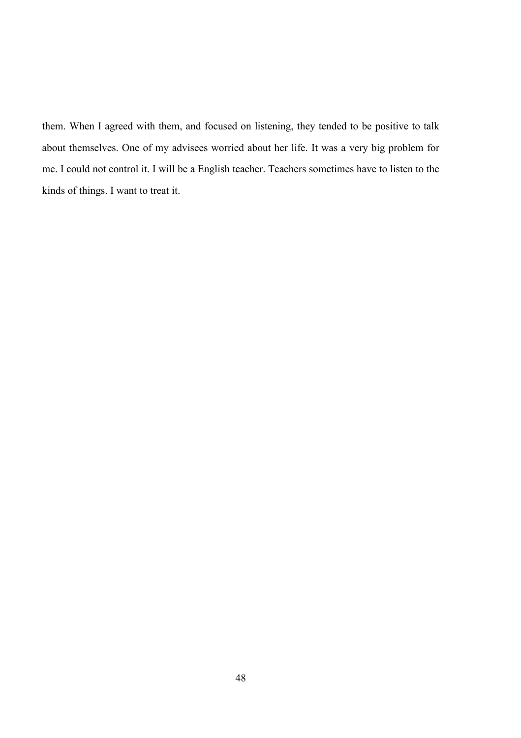them. When I agreed with them, and focused on listening, they tended to be positive to talk about themselves. One of my advisees worried about her life. It was a very big problem for me. I could not control it. I will be a English teacher. Teachers sometimes have to listen to the kinds of things. I want to treat it.